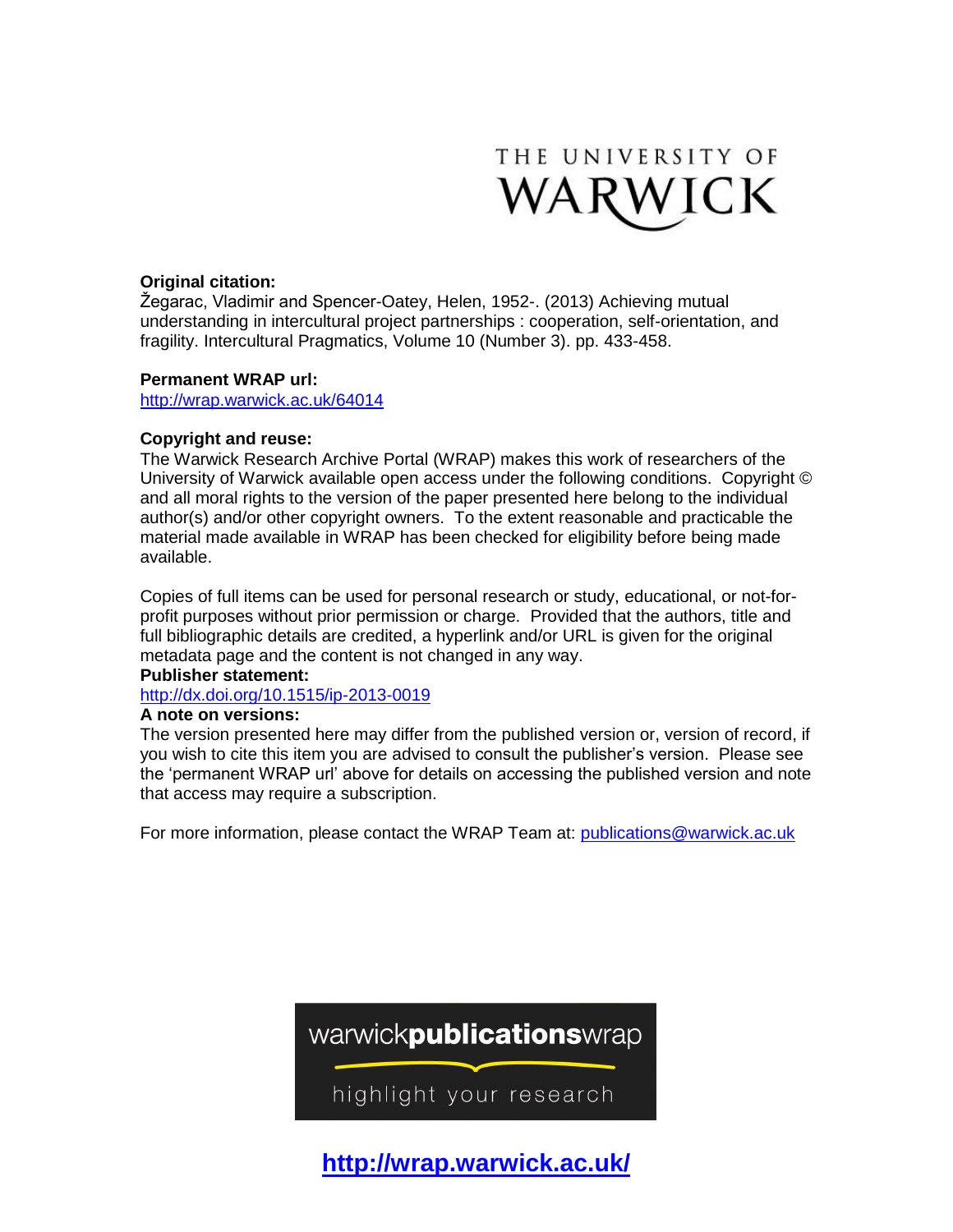THE UNIVERSITY OF WARWICK

**Original citation:**
Žegarac, Vladimir and Spencer-Oatey, Helen, 1952-. (2013) Achieving mutual understanding in intercultural project partnerships : cooperation, self-orientation, and fragility. Intercultural Pragmatics, Volume 10 (Number 3). pp. 433-458.

**Permanent WRAP url:**
http://wrap.warwick.ac.uk/64014

**Copyright and reuse:**
The Warwick Research Archive Portal (WRAP) makes this work of researchers of the University of Warwick available open access under the following conditions. Copyright © and all moral rights to the version of the paper presented here belong to the individual author(s) and/or other copyright owners. To the extent reasonable and practicable the material made available in WRAP has been checked for eligibility before being made available.

Copies of full items can be used for personal research or study, educational, or not-for-profit purposes without prior permission or charge. Provided that the authors, title and full bibliographic details are credited, a hyperlink and/or URL is given for the original metadata page and the content is not changed in any way.

**Publisher statement:**
http://dx.doi.org/10.1515/ip-2013-0019

**A note on versions:**
The version presented here may differ from the published version or, version of record, if you wish to cite this item you are advised to consult the publisher's version. Please see the 'permanent WRAP url' above for details on accessing the published version and note that access may require a subscription.

For more information, please contact the WRAP Team at: publications@warwick.ac.uk

warwick**publications**wrap

highlight your research

**http://wrap.warwick.ac.uk/**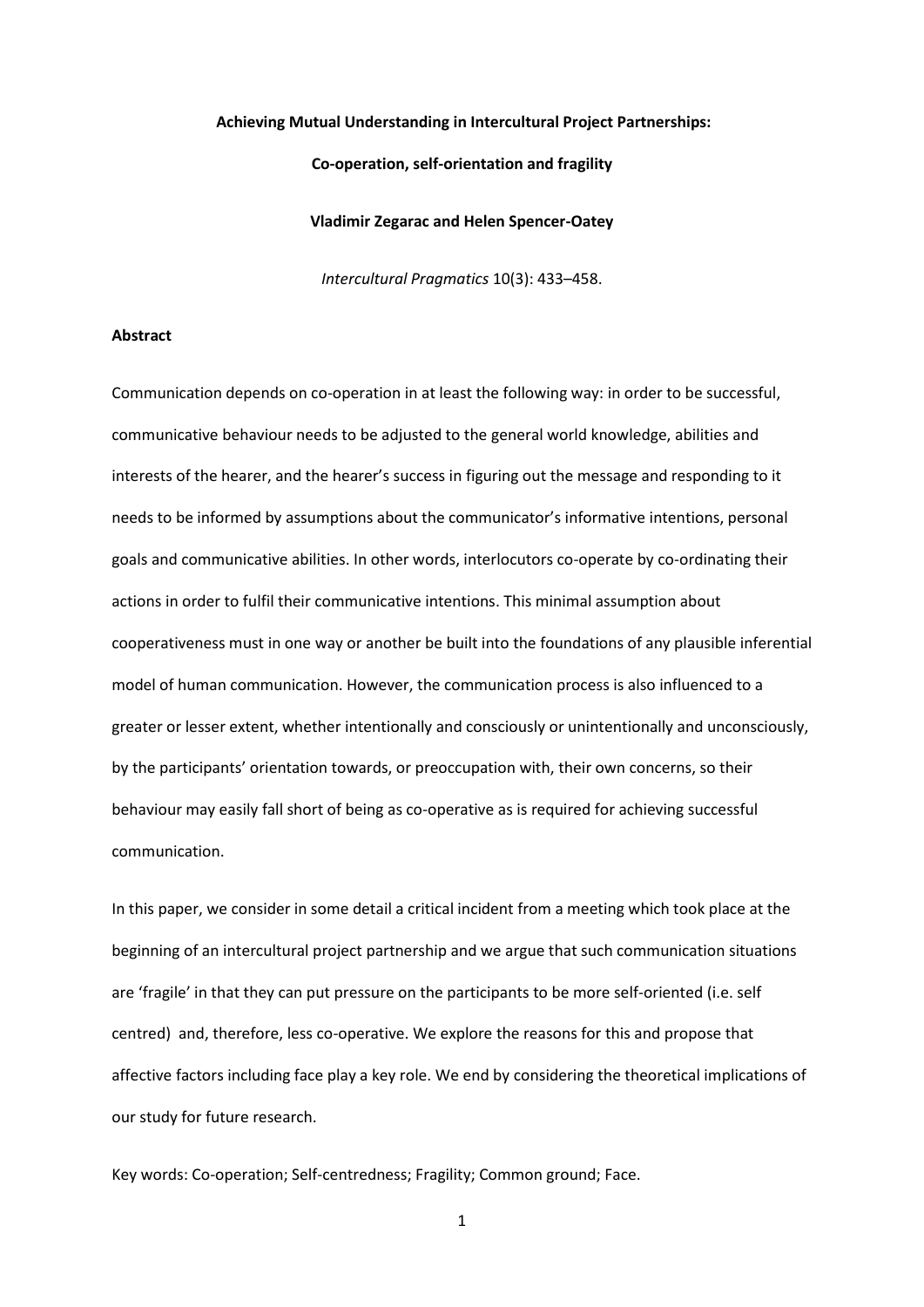**Achieving Mutual Understanding in Intercultural Project Partnerships:**

**Co-operation, self-orientation and fragility**

**Vladimir Zegarac and Helen Spencer-Oatey**

*Intercultural Pragmatics* 10(3): 433–458.

**Abstract**

Communication depends on co-operation in at least the following way: in order to be successful, communicative behaviour needs to be adjusted to the general world knowledge, abilities and interests of the hearer, and the hearer's success in figuring out the message and responding to it needs to be informed by assumptions about the communicator's informative intentions, personal goals and communicative abilities. In other words, interlocutors co-operate by co-ordinating their actions in order to fulfil their communicative intentions. This minimal assumption about cooperativeness must in one way or another be built into the foundations of any plausible inferential model of human communication. However, the communication process is also influenced to a greater or lesser extent, whether intentionally and consciously or unintentionally and unconsciously, by the participants' orientation towards, or preoccupation with, their own concerns, so their behaviour may easily fall short of being as co-operative as is required for achieving successful communication.

In this paper, we consider in some detail a critical incident from a meeting which took place at the beginning of an intercultural project partnership and we argue that such communication situations are 'fragile' in that they can put pressure on the participants to be more self-oriented (i.e. self centred) and, therefore, less co-operative. We explore the reasons for this and propose that affective factors including face play a key role. We end by considering the theoretical implications of our study for future research.

Key words: Co-operation; Self-centredness; Fragility; Common ground; Face.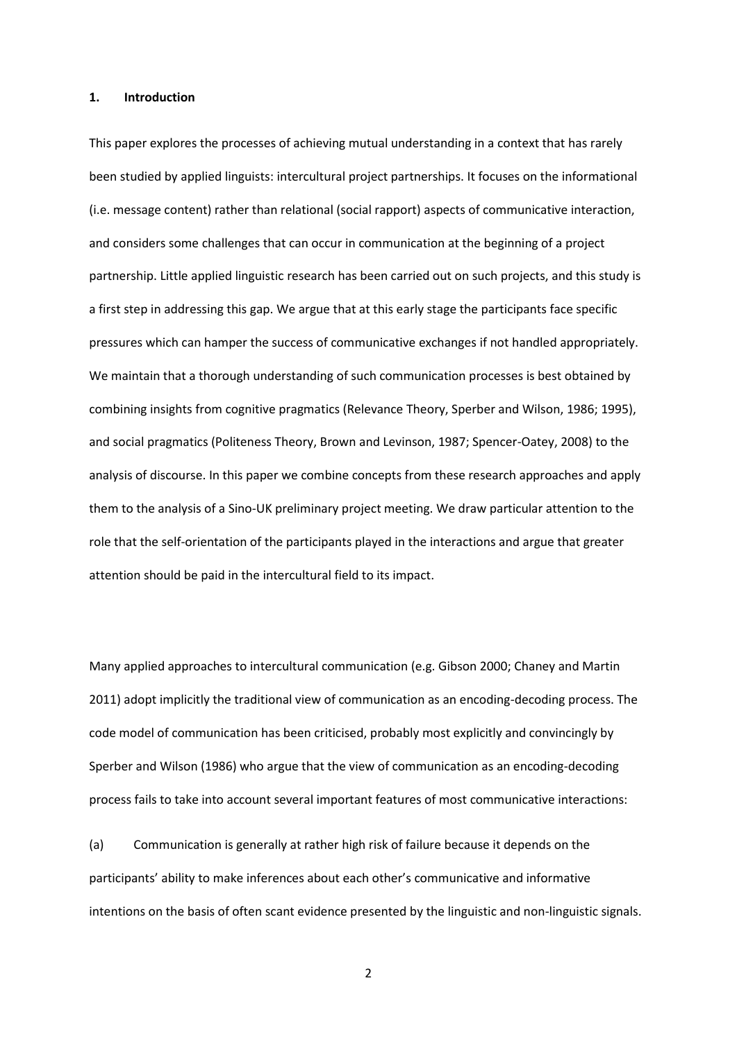## 1. Introduction

This paper explores the processes of achieving mutual understanding in a context that has rarely been studied by applied linguists: intercultural project partnerships. It focuses on the informational (i.e. message content) rather than relational (social rapport) aspects of communicative interaction, and considers some challenges that can occur in communication at the beginning of a project partnership. Little applied linguistic research has been carried out on such projects, and this study is a first step in addressing this gap. We argue that at this early stage the participants face specific pressures which can hamper the success of communicative exchanges if not handled appropriately. We maintain that a thorough understanding of such communication processes is best obtained by combining insights from cognitive pragmatics (Relevance Theory, Sperber and Wilson, 1986; 1995), and social pragmatics (Politeness Theory, Brown and Levinson, 1987; Spencer-Oatey, 2008) to the analysis of discourse. In this paper we combine concepts from these research approaches and apply them to the analysis of a Sino-UK preliminary project meeting. We draw particular attention to the role that the self-orientation of the participants played in the interactions and argue that greater attention should be paid in the intercultural field to its impact.

Many applied approaches to intercultural communication (e.g. Gibson 2000; Chaney and Martin 2011) adopt implicitly the traditional view of communication as an encoding-decoding process. The code model of communication has been criticised, probably most explicitly and convincingly by Sperber and Wilson (1986) who argue that the view of communication as an encoding-decoding process fails to take into account several important features of most communicative interactions:

(a) Communication is generally at rather high risk of failure because it depends on the participants' ability to make inferences about each other's communicative and informative intentions on the basis of often scant evidence presented by the linguistic and non-linguistic signals.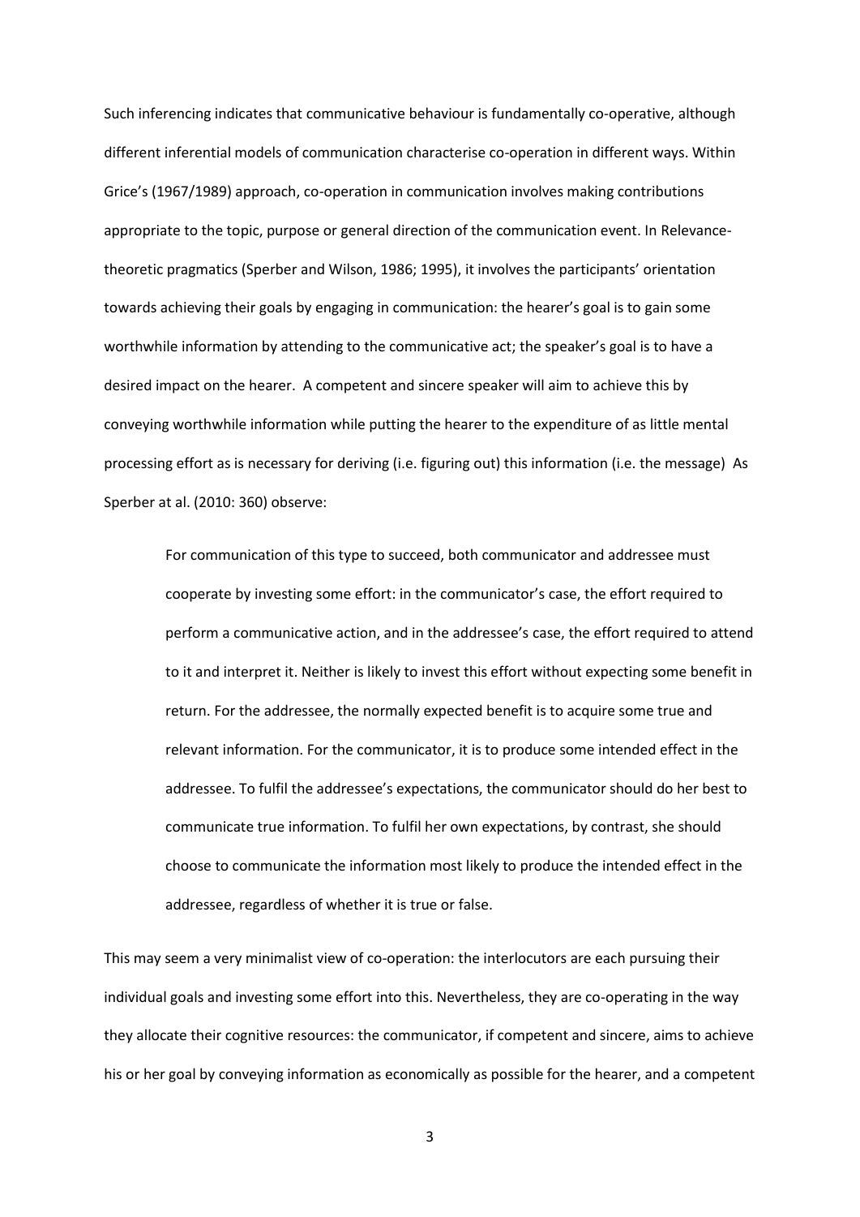Such inferencing indicates that communicative behaviour is fundamentally co-operative, although different inferential models of communication characterise co-operation in different ways. Within Grice's (1967/1989) approach, co-operation in communication involves making contributions appropriate to the topic, purpose or general direction of the communication event. In Relevance-theoretic pragmatics (Sperber and Wilson, 1986; 1995), it involves the participants' orientation towards achieving their goals by engaging in communication: the hearer's goal is to gain some worthwhile information by attending to the communicative act; the speaker's goal is to have a desired impact on the hearer. A competent and sincere speaker will aim to achieve this by conveying worthwhile information while putting the hearer to the expenditure of as little mental processing effort as is necessary for deriving (i.e. figuring out) this information (i.e. the message) As Sperber at al. (2010: 360) observe:

> For communication of this type to succeed, both communicator and addressee must cooperate by investing some effort: in the communicator's case, the effort required to perform a communicative action, and in the addressee's case, the effort required to attend to it and interpret it. Neither is likely to invest this effort without expecting some benefit in return. For the addressee, the normally expected benefit is to acquire some true and relevant information. For the communicator, it is to produce some intended effect in the addressee. To fulfil the addressee's expectations, the communicator should do her best to communicate true information. To fulfil her own expectations, by contrast, she should choose to communicate the information most likely to produce the intended effect in the addressee, regardless of whether it is true or false.

This may seem a very minimalist view of co-operation: the interlocutors are each pursuing their individual goals and investing some effort into this. Nevertheless, they are co-operating in the way they allocate their cognitive resources: the communicator, if competent and sincere, aims to achieve his or her goal by conveying information as economically as possible for the hearer, and a competent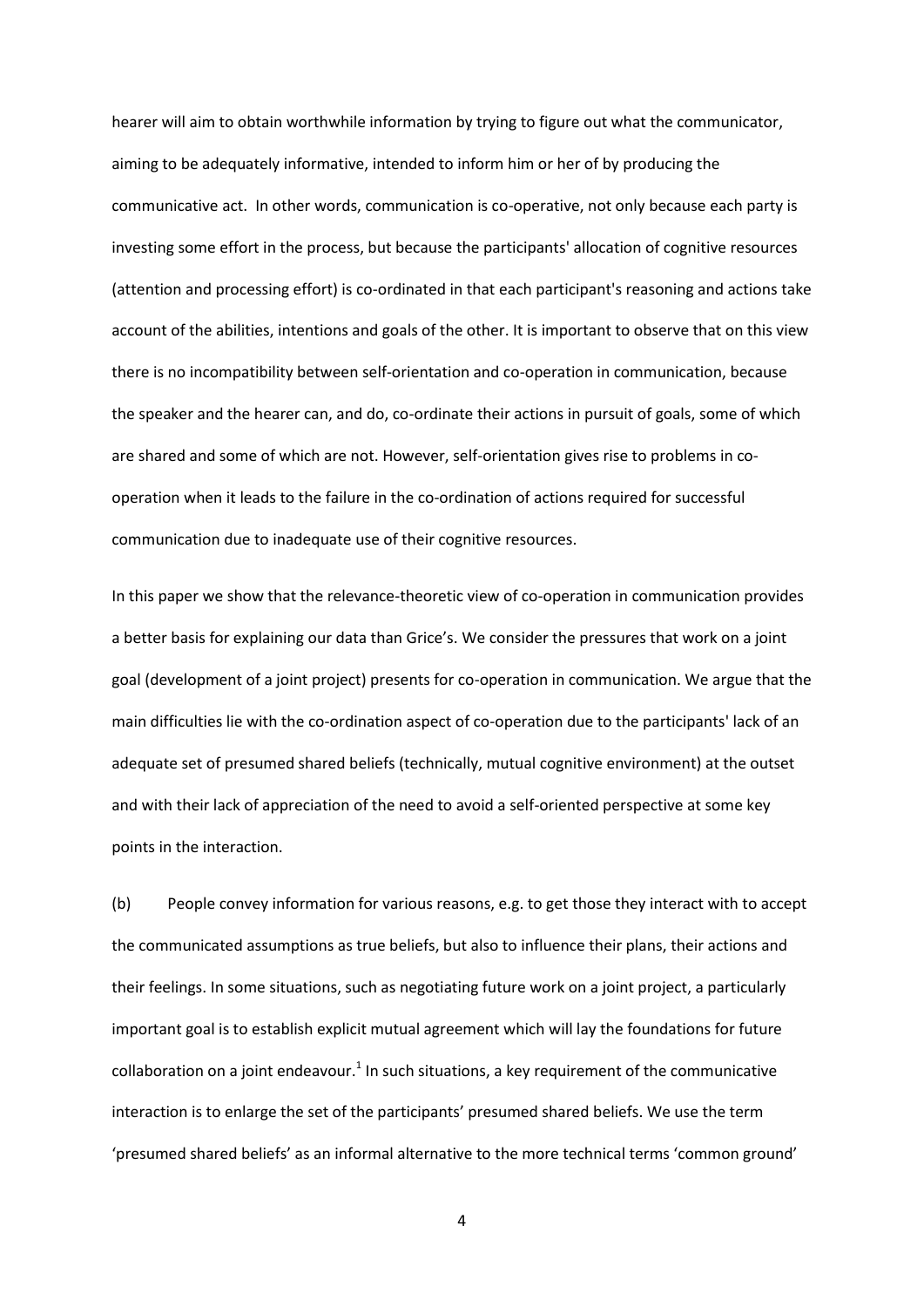hearer will aim to obtain worthwhile information by trying to figure out what the communicator, aiming to be adequately informative, intended to inform him or her of by producing the communicative act. In other words, communication is co-operative, not only because each party is investing some effort in the process, but because the participants' allocation of cognitive resources (attention and processing effort) is co-ordinated in that each participant's reasoning and actions take account of the abilities, intentions and goals of the other. It is important to observe that on this view there is no incompatibility between self-orientation and co-operation in communication, because the speaker and the hearer can, and do, co-ordinate their actions in pursuit of goals, some of which are shared and some of which are not. However, self-orientation gives rise to problems in co-operation when it leads to the failure in the co-ordination of actions required for successful communication due to inadequate use of their cognitive resources.

In this paper we show that the relevance-theoretic view of co-operation in communication provides a better basis for explaining our data than Grice's. We consider the pressures that work on a joint goal (development of a joint project) presents for co-operation in communication. We argue that the main difficulties lie with the co-ordination aspect of co-operation due to the participants' lack of an adequate set of presumed shared beliefs (technically, mutual cognitive environment) at the outset and with their lack of appreciation of the need to avoid a self-oriented perspective at some key points in the interaction.

(b) People convey information for various reasons, e.g. to get those they interact with to accept the communicated assumptions as true beliefs, but also to influence their plans, their actions and their feelings. In some situations, such as negotiating future work on a joint project, a particularly important goal is to establish explicit mutual agreement which will lay the foundations for future collaboration on a joint endeavour.[1] In such situations, a key requirement of the communicative interaction is to enlarge the set of the participants' presumed shared beliefs. We use the term 'presumed shared beliefs' as an informal alternative to the more technical terms 'common ground'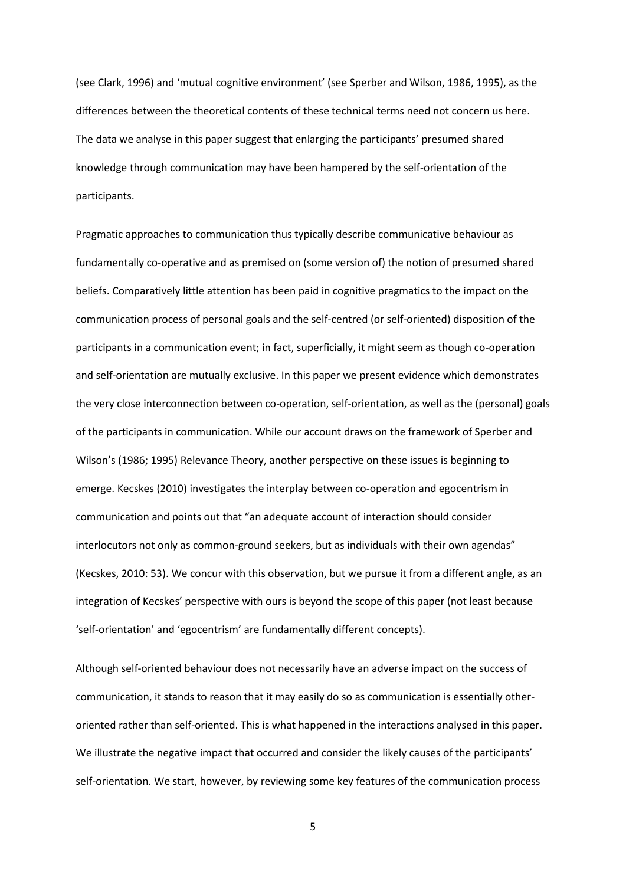(see Clark, 1996) and 'mutual cognitive environment' (see Sperber and Wilson, 1986, 1995), as the differences between the theoretical contents of these technical terms need not concern us here. The data we analyse in this paper suggest that enlarging the participants' presumed shared knowledge through communication may have been hampered by the self-orientation of the participants.

Pragmatic approaches to communication thus typically describe communicative behaviour as fundamentally co-operative and as premised on (some version of) the notion of presumed shared beliefs. Comparatively little attention has been paid in cognitive pragmatics to the impact on the communication process of personal goals and the self-centred (or self-oriented) disposition of the participants in a communication event; in fact, superficially, it might seem as though co-operation and self-orientation are mutually exclusive. In this paper we present evidence which demonstrates the very close interconnection between co-operation, self-orientation, as well as the (personal) goals of the participants in communication. While our account draws on the framework of Sperber and Wilson's (1986; 1995) Relevance Theory, another perspective on these issues is beginning to emerge. Kecskes (2010) investigates the interplay between co-operation and egocentrism in communication and points out that "an adequate account of interaction should consider interlocutors not only as common-ground seekers, but as individuals with their own agendas" (Kecskes, 2010: 53). We concur with this observation, but we pursue it from a different angle, as an integration of Kecskes' perspective with ours is beyond the scope of this paper (not least because 'self-orientation' and 'egocentrism' are fundamentally different concepts).

Although self-oriented behaviour does not necessarily have an adverse impact on the success of communication, it stands to reason that it may easily do so as communication is essentially other-oriented rather than self-oriented. This is what happened in the interactions analysed in this paper. We illustrate the negative impact that occurred and consider the likely causes of the participants' self-orientation. We start, however, by reviewing some key features of the communication process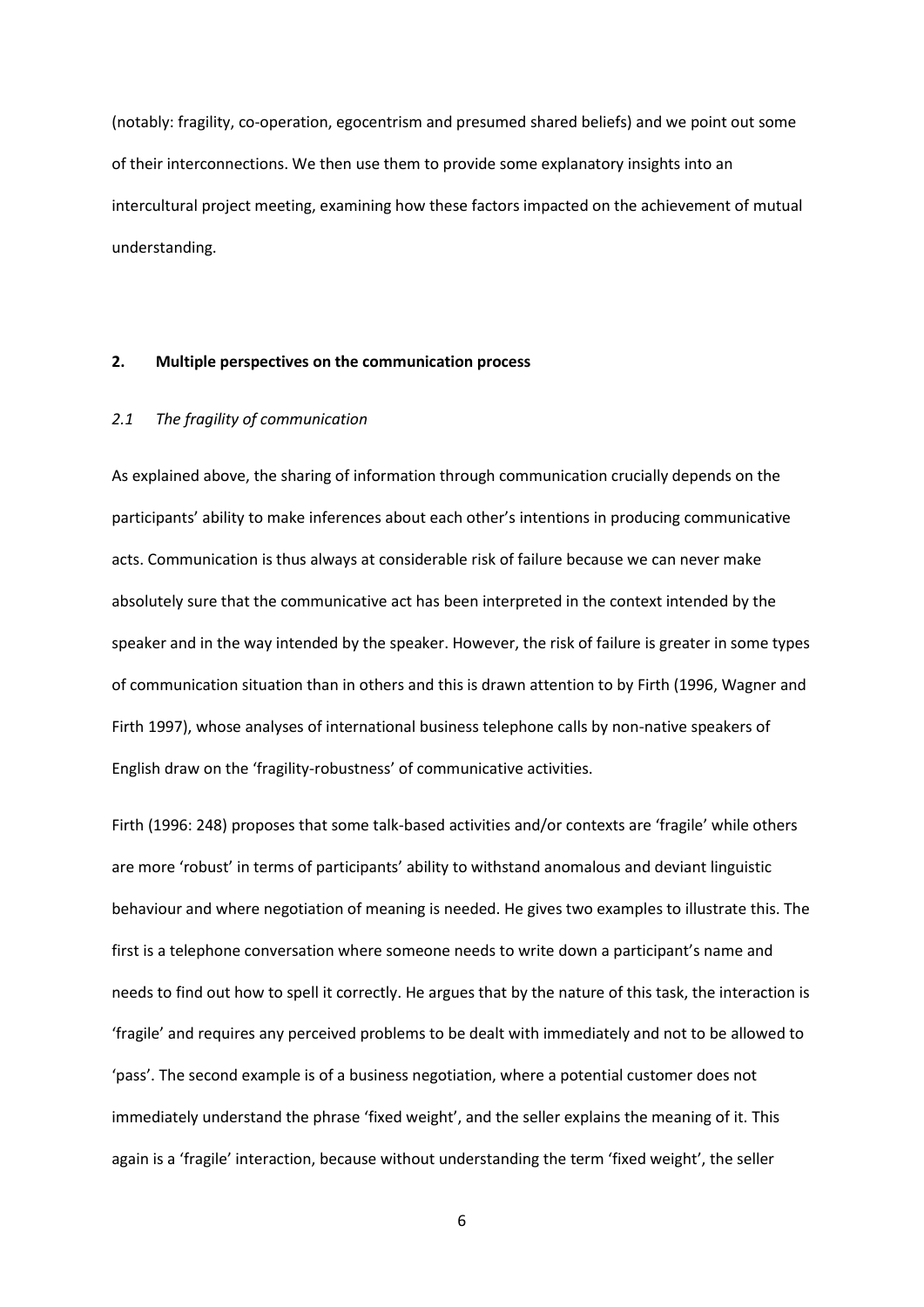(notably: fragility, co-operation, egocentrism and presumed shared beliefs) and we point out some of their interconnections. We then use them to provide some explanatory insights into an intercultural project meeting, examining how these factors impacted on the achievement of mutual understanding.

## 2. Multiple perspectives on the communication process

### *2.1 The fragility of communication*

As explained above, the sharing of information through communication crucially depends on the participants' ability to make inferences about each other's intentions in producing communicative acts. Communication is thus always at considerable risk of failure because we can never make absolutely sure that the communicative act has been interpreted in the context intended by the speaker and in the way intended by the speaker. However, the risk of failure is greater in some types of communication situation than in others and this is drawn attention to by Firth (1996, Wagner and Firth 1997), whose analyses of international business telephone calls by non-native speakers of English draw on the 'fragility-robustness' of communicative activities.

Firth (1996: 248) proposes that some talk-based activities and/or contexts are 'fragile' while others are more 'robust' in terms of participants' ability to withstand anomalous and deviant linguistic behaviour and where negotiation of meaning is needed. He gives two examples to illustrate this. The first is a telephone conversation where someone needs to write down a participant's name and needs to find out how to spell it correctly. He argues that by the nature of this task, the interaction is 'fragile' and requires any perceived problems to be dealt with immediately and not to be allowed to 'pass'. The second example is of a business negotiation, where a potential customer does not immediately understand the phrase 'fixed weight', and the seller explains the meaning of it. This again is a 'fragile' interaction, because without understanding the term 'fixed weight', the seller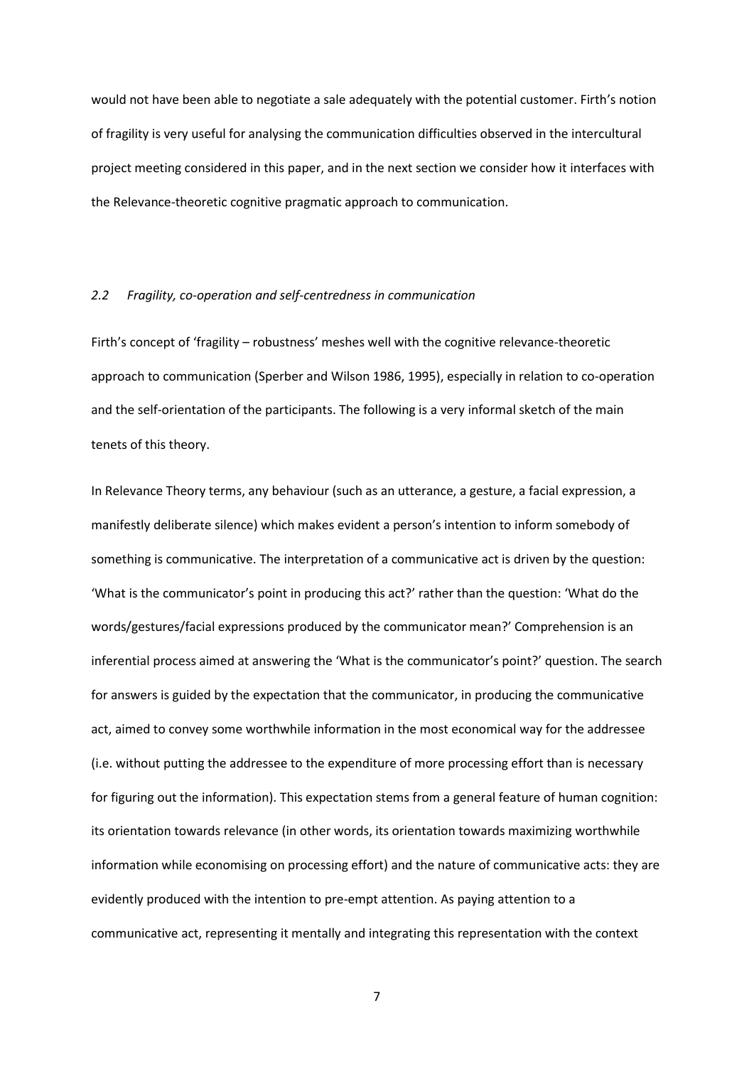would not have been able to negotiate a sale adequately with the potential customer. Firth's notion of fragility is very useful for analysing the communication difficulties observed in the intercultural project meeting considered in this paper, and in the next section we consider how it interfaces with the Relevance-theoretic cognitive pragmatic approach to communication.

### *2.2 Fragility, co-operation and self-centredness in communication*

Firth's concept of 'fragility – robustness' meshes well with the cognitive relevance-theoretic approach to communication (Sperber and Wilson 1986, 1995), especially in relation to co-operation and the self-orientation of the participants. The following is a very informal sketch of the main tenets of this theory.

In Relevance Theory terms, any behaviour (such as an utterance, a gesture, a facial expression, a manifestly deliberate silence) which makes evident a person's intention to inform somebody of something is communicative. The interpretation of a communicative act is driven by the question: 'What is the communicator's point in producing this act?' rather than the question: 'What do the words/gestures/facial expressions produced by the communicator mean?' Comprehension is an inferential process aimed at answering the 'What is the communicator's point?' question. The search for answers is guided by the expectation that the communicator, in producing the communicative act, aimed to convey some worthwhile information in the most economical way for the addressee (i.e. without putting the addressee to the expenditure of more processing effort than is necessary for figuring out the information). This expectation stems from a general feature of human cognition: its orientation towards relevance (in other words, its orientation towards maximizing worthwhile information while economising on processing effort) and the nature of communicative acts: they are evidently produced with the intention to pre-empt attention. As paying attention to a communicative act, representing it mentally and integrating this representation with the context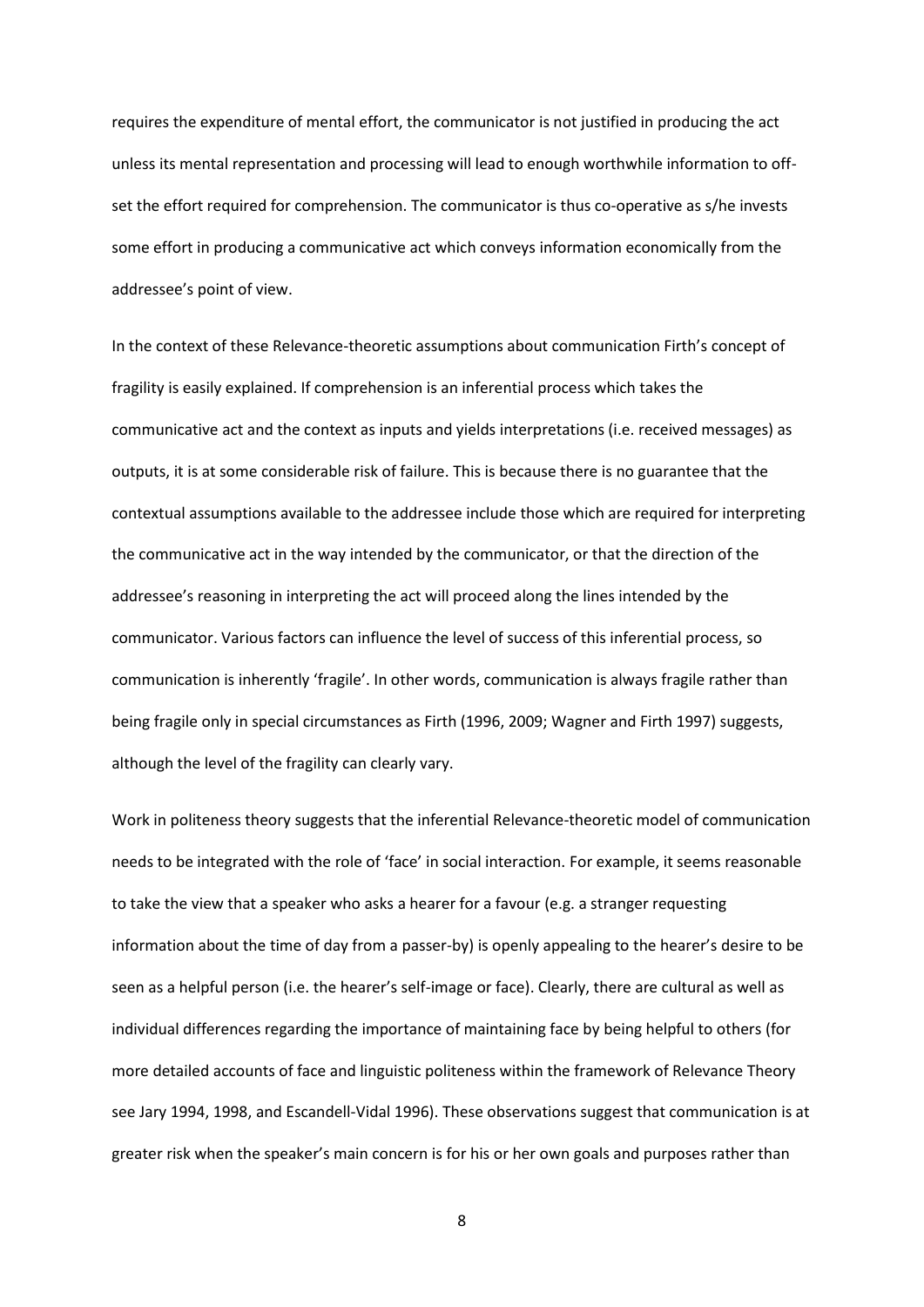requires the expenditure of mental effort, the communicator is not justified in producing the act unless its mental representation and processing will lead to enough worthwhile information to off-set the effort required for comprehension. The communicator is thus co-operative as s/he invests some effort in producing a communicative act which conveys information economically from the addressee's point of view.

In the context of these Relevance-theoretic assumptions about communication Firth's concept of fragility is easily explained. If comprehension is an inferential process which takes the communicative act and the context as inputs and yields interpretations (i.e. received messages) as outputs, it is at some considerable risk of failure. This is because there is no guarantee that the contextual assumptions available to the addressee include those which are required for interpreting the communicative act in the way intended by the communicator, or that the direction of the addressee's reasoning in interpreting the act will proceed along the lines intended by the communicator. Various factors can influence the level of success of this inferential process, so communication is inherently 'fragile'. In other words, communication is always fragile rather than being fragile only in special circumstances as Firth (1996, 2009; Wagner and Firth 1997) suggests, although the level of the fragility can clearly vary.

Work in politeness theory suggests that the inferential Relevance-theoretic model of communication needs to be integrated with the role of 'face' in social interaction. For example, it seems reasonable to take the view that a speaker who asks a hearer for a favour (e.g. a stranger requesting information about the time of day from a passer-by) is openly appealing to the hearer's desire to be seen as a helpful person (i.e. the hearer's self-image or face). Clearly, there are cultural as well as individual differences regarding the importance of maintaining face by being helpful to others (for more detailed accounts of face and linguistic politeness within the framework of Relevance Theory see Jary 1994, 1998, and Escandell-Vidal 1996). These observations suggest that communication is at greater risk when the speaker's main concern is for his or her own goals and purposes rather than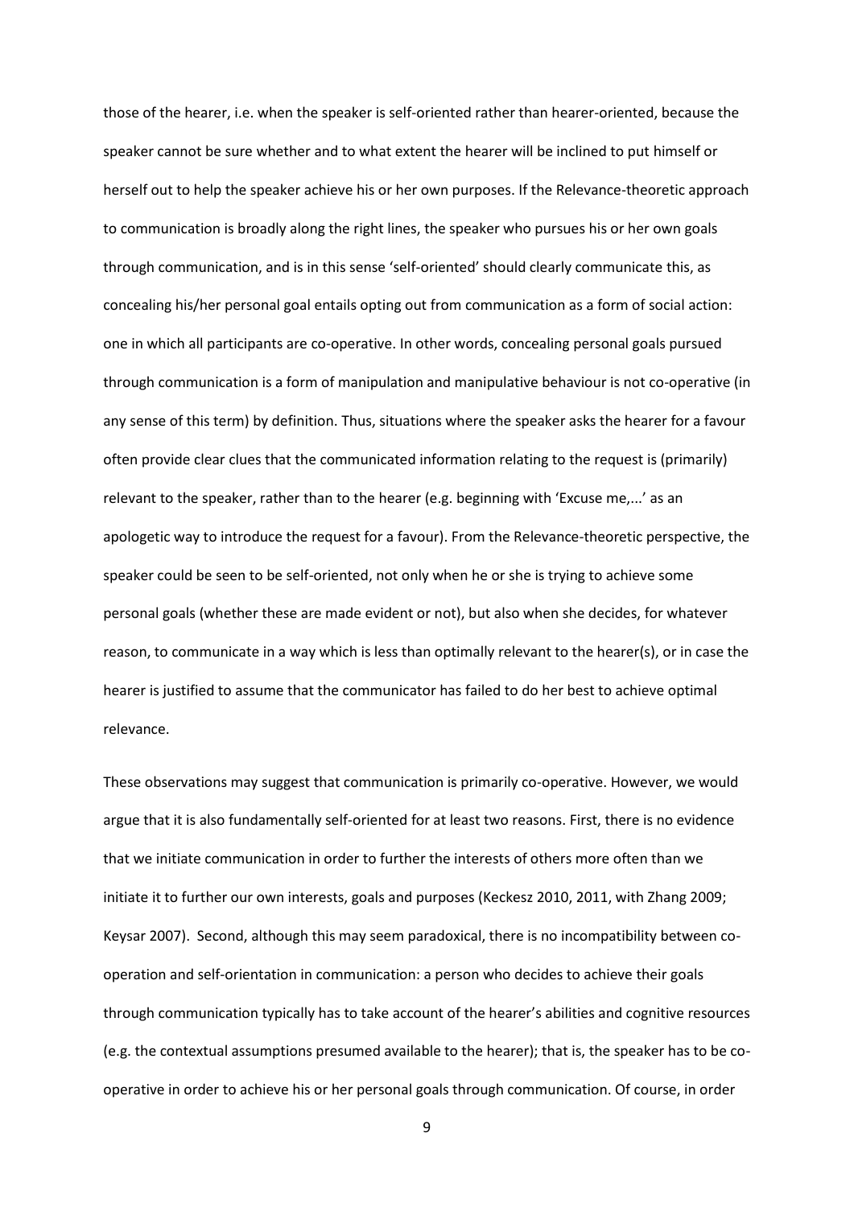those of the hearer, i.e. when the speaker is self-oriented rather than hearer-oriented, because the speaker cannot be sure whether and to what extent the hearer will be inclined to put himself or herself out to help the speaker achieve his or her own purposes. If the Relevance-theoretic approach to communication is broadly along the right lines, the speaker who pursues his or her own goals through communication, and is in this sense 'self-oriented' should clearly communicate this, as concealing his/her personal goal entails opting out from communication as a form of social action: one in which all participants are co-operative. In other words, concealing personal goals pursued through communication is a form of manipulation and manipulative behaviour is not co-operative (in any sense of this term) by definition. Thus, situations where the speaker asks the hearer for a favour often provide clear clues that the communicated information relating to the request is (primarily) relevant to the speaker, rather than to the hearer (e.g. beginning with 'Excuse me,...' as an apologetic way to introduce the request for a favour). From the Relevance-theoretic perspective, the speaker could be seen to be self-oriented, not only when he or she is trying to achieve some personal goals (whether these are made evident or not), but also when she decides, for whatever reason, to communicate in a way which is less than optimally relevant to the hearer(s), or in case the hearer is justified to assume that the communicator has failed to do her best to achieve optimal relevance.

These observations may suggest that communication is primarily co-operative. However, we would argue that it is also fundamentally self-oriented for at least two reasons. First, there is no evidence that we initiate communication in order to further the interests of others more often than we initiate it to further our own interests, goals and purposes (Keckesz 2010, 2011, with Zhang 2009; Keysar 2007). Second, although this may seem paradoxical, there is no incompatibility between co-operation and self-orientation in communication: a person who decides to achieve their goals through communication typically has to take account of the hearer's abilities and cognitive resources (e.g. the contextual assumptions presumed available to the hearer); that is, the speaker has to be co-operative in order to achieve his or her personal goals through communication. Of course, in order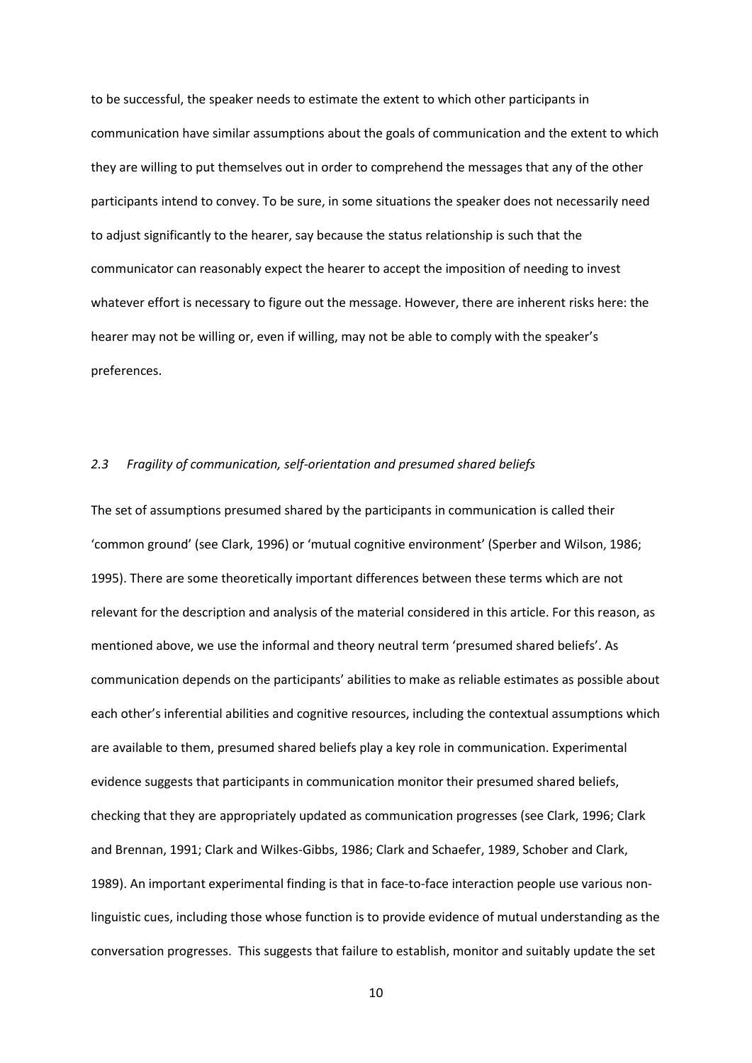to be successful, the speaker needs to estimate the extent to which other participants in communication have similar assumptions about the goals of communication and the extent to which they are willing to put themselves out in order to comprehend the messages that any of the other participants intend to convey. To be sure, in some situations the speaker does not necessarily need to adjust significantly to the hearer, say because the status relationship is such that the communicator can reasonably expect the hearer to accept the imposition of needing to invest whatever effort is necessary to figure out the message. However, there are inherent risks here: the hearer may not be willing or, even if willing, may not be able to comply with the speaker's preferences.

### *2.3 Fragility of communication, self-orientation and presumed shared beliefs*

The set of assumptions presumed shared by the participants in communication is called their 'common ground' (see Clark, 1996) or 'mutual cognitive environment' (Sperber and Wilson, 1986; 1995). There are some theoretically important differences between these terms which are not relevant for the description and analysis of the material considered in this article. For this reason, as mentioned above, we use the informal and theory neutral term 'presumed shared beliefs'. As communication depends on the participants' abilities to make as reliable estimates as possible about each other's inferential abilities and cognitive resources, including the contextual assumptions which are available to them, presumed shared beliefs play a key role in communication. Experimental evidence suggests that participants in communication monitor their presumed shared beliefs, checking that they are appropriately updated as communication progresses (see Clark, 1996; Clark and Brennan, 1991; Clark and Wilkes-Gibbs, 1986; Clark and Schaefer, 1989, Schober and Clark, 1989). An important experimental finding is that in face-to-face interaction people use various non-linguistic cues, including those whose function is to provide evidence of mutual understanding as the conversation progresses. This suggests that failure to establish, monitor and suitably update the set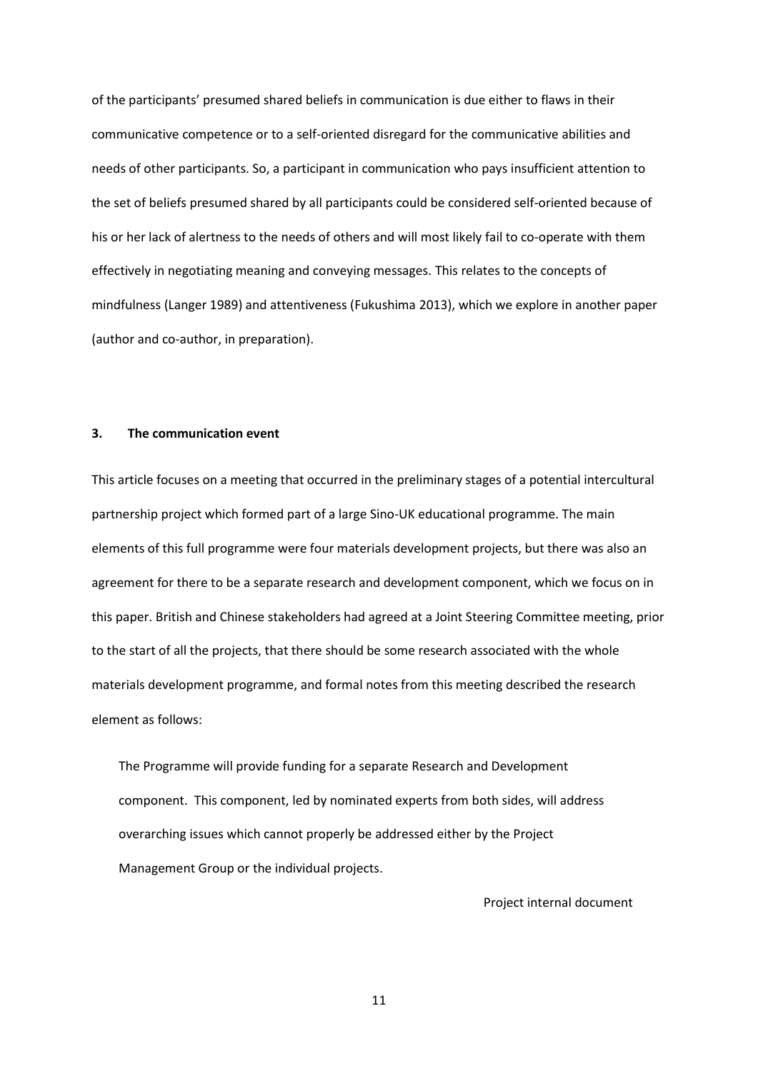of the participants' presumed shared beliefs in communication is due either to flaws in their communicative competence or to a self-oriented disregard for the communicative abilities and needs of other participants. So, a participant in communication who pays insufficient attention to the set of beliefs presumed shared by all participants could be considered self-oriented because of his or her lack of alertness to the needs of others and will most likely fail to co-operate with them effectively in negotiating meaning and conveying messages. This relates to the concepts of mindfulness (Langer 1989) and attentiveness (Fukushima 2013), which we explore in another paper (author and co-author, in preparation).

## 3. The communication event

This article focuses on a meeting that occurred in the preliminary stages of a potential intercultural partnership project which formed part of a large Sino-UK educational programme. The main elements of this full programme were four materials development projects, but there was also an agreement for there to be a separate research and development component, which we focus on in this paper. British and Chinese stakeholders had agreed at a Joint Steering Committee meeting, prior to the start of all the projects, that there should be some research associated with the whole materials development programme, and formal notes from this meeting described the research element as follows:

> The Programme will provide funding for a separate Research and Development component. This component, led by nominated experts from both sides, will address overarching issues which cannot properly be addressed either by the Project Management Group or the individual projects.
>
> Project internal document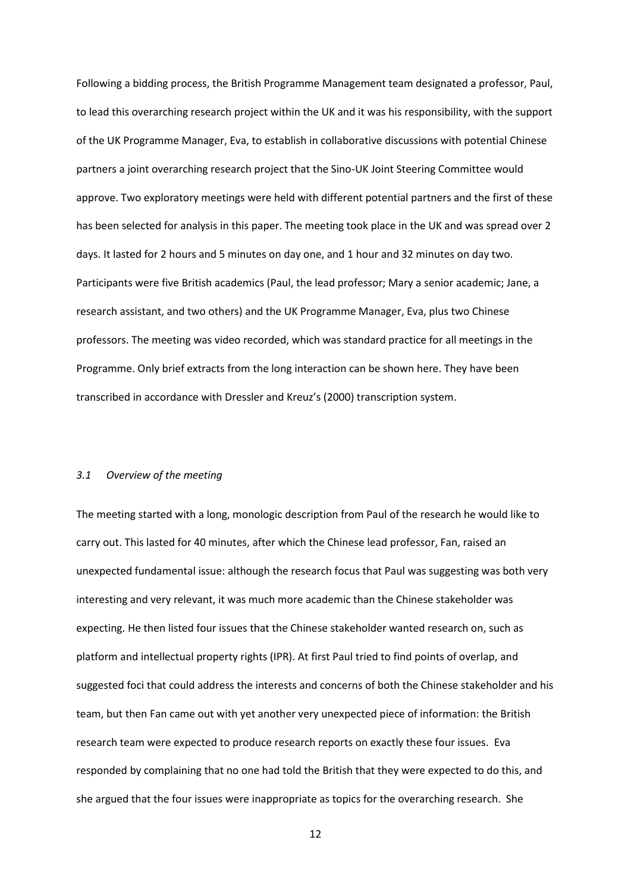Following a bidding process, the British Programme Management team designated a professor, Paul, to lead this overarching research project within the UK and it was his responsibility, with the support of the UK Programme Manager, Eva, to establish in collaborative discussions with potential Chinese partners a joint overarching research project that the Sino-UK Joint Steering Committee would approve. Two exploratory meetings were held with different potential partners and the first of these has been selected for analysis in this paper. The meeting took place in the UK and was spread over 2 days. It lasted for 2 hours and 5 minutes on day one, and 1 hour and 32 minutes on day two. Participants were five British academics (Paul, the lead professor; Mary a senior academic; Jane, a research assistant, and two others) and the UK Programme Manager, Eva, plus two Chinese professors. The meeting was video recorded, which was standard practice for all meetings in the Programme. Only brief extracts from the long interaction can be shown here. They have been transcribed in accordance with Dressler and Kreuz's (2000) transcription system.

### *3.1 Overview of the meeting*

The meeting started with a long, monologic description from Paul of the research he would like to carry out. This lasted for 40 minutes, after which the Chinese lead professor, Fan, raised an unexpected fundamental issue: although the research focus that Paul was suggesting was both very interesting and very relevant, it was much more academic than the Chinese stakeholder was expecting. He then listed four issues that the Chinese stakeholder wanted research on, such as platform and intellectual property rights (IPR). At first Paul tried to find points of overlap, and suggested foci that could address the interests and concerns of both the Chinese stakeholder and his team, but then Fan came out with yet another very unexpected piece of information: the British research team were expected to produce research reports on exactly these four issues. Eva responded by complaining that no one had told the British that they were expected to do this, and she argued that the four issues were inappropriate as topics for the overarching research. She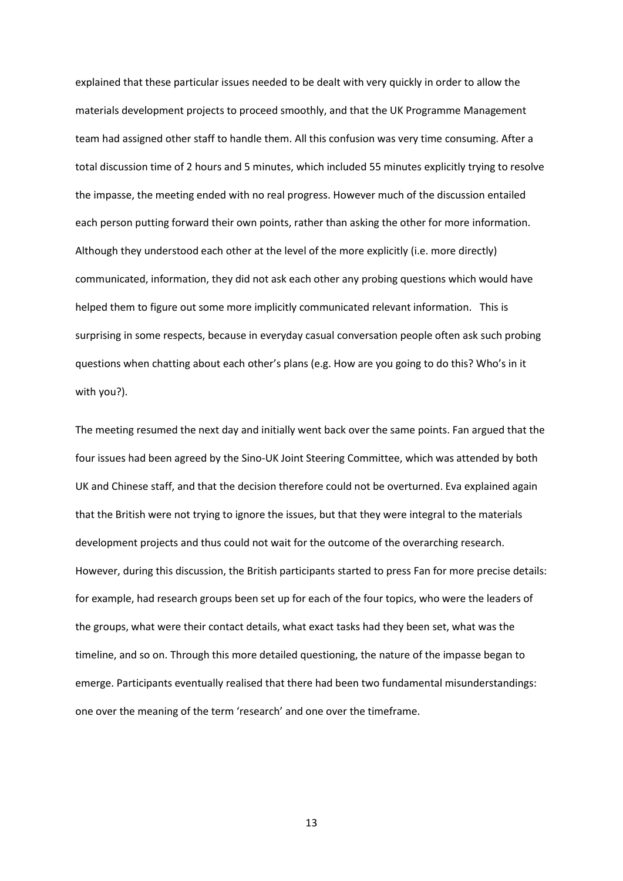explained that these particular issues needed to be dealt with very quickly in order to allow the materials development projects to proceed smoothly, and that the UK Programme Management team had assigned other staff to handle them. All this confusion was very time consuming. After a total discussion time of 2 hours and 5 minutes, which included 55 minutes explicitly trying to resolve the impasse, the meeting ended with no real progress. However much of the discussion entailed each person putting forward their own points, rather than asking the other for more information. Although they understood each other at the level of the more explicitly (i.e. more directly) communicated, information, they did not ask each other any probing questions which would have helped them to figure out some more implicitly communicated relevant information. This is surprising in some respects, because in everyday casual conversation people often ask such probing questions when chatting about each other's plans (e.g. How are you going to do this? Who's in it with you?).

The meeting resumed the next day and initially went back over the same points. Fan argued that the four issues had been agreed by the Sino-UK Joint Steering Committee, which was attended by both UK and Chinese staff, and that the decision therefore could not be overturned. Eva explained again that the British were not trying to ignore the issues, but that they were integral to the materials development projects and thus could not wait for the outcome of the overarching research. However, during this discussion, the British participants started to press Fan for more precise details: for example, had research groups been set up for each of the four topics, who were the leaders of the groups, what were their contact details, what exact tasks had they been set, what was the timeline, and so on. Through this more detailed questioning, the nature of the impasse began to emerge. Participants eventually realised that there had been two fundamental misunderstandings: one over the meaning of the term 'research' and one over the timeframe.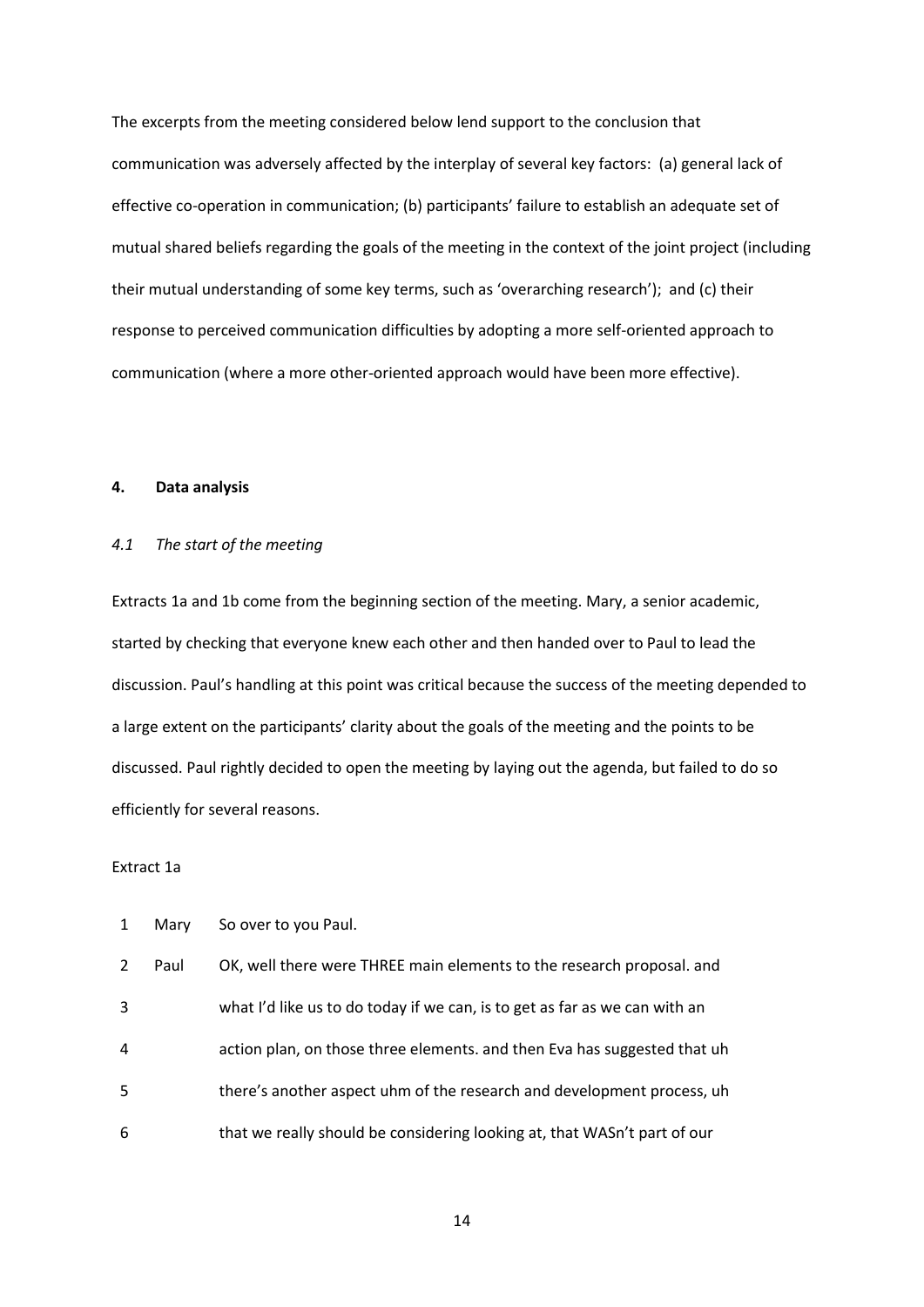The excerpts from the meeting considered below lend support to the conclusion that communication was adversely affected by the interplay of several key factors: (a) general lack of effective co-operation in communication; (b) participants' failure to establish an adequate set of mutual shared beliefs regarding the goals of the meeting in the context of the joint project (including their mutual understanding of some key terms, such as 'overarching research'); and (c) their response to perceived communication difficulties by adopting a more self-oriented approach to communication (where a more other-oriented approach would have been more effective).

## 4. Data analysis

### *4.1 The start of the meeting*

Extracts 1a and 1b come from the beginning section of the meeting. Mary, a senior academic, started by checking that everyone knew each other and then handed over to Paul to lead the discussion. Paul's handling at this point was critical because the success of the meeting depended to a large extent on the participants' clarity about the goals of the meeting and the points to be discussed. Paul rightly decided to open the meeting by laying out the agenda, but failed to do so efficiently for several reasons.

Extract 1a

| | | |
|---|---|---|
| 1 | Mary | So over to you Paul. |
| 2 | Paul | OK, well there were THREE main elements to the research proposal. and |
| 3 | | what I'd like us to do today if we can, is to get as far as we can with an |
| 4 | | action plan, on those three elements. and then Eva has suggested that uh |
| 5 | | there's another aspect uhm of the research and development process, uh |
| 6 | | that we really should be considering looking at, that WASn't part of our |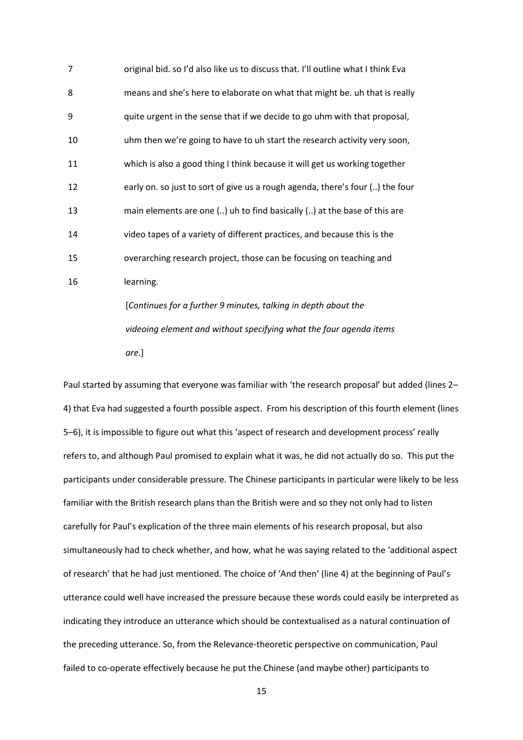7 original bid. so I'd also like us to discuss that. I'll outline what I think Eva

8 means and she's here to elaborate on what that might be. uh that is really

9 quite urgent in the sense that if we decide to go uhm with that proposal,

10 uhm then we're going to have to uh start the research activity very soon,

11 which is also a good thing I think because it will get us working together

12 early on. so just to sort of give us a rough agenda, there's four (..) the four

13 main elements are one (..) uh to find basically (..) at the base of this are

14 video tapes of a variety of different practices, and because this is the

15 overarching research project, those can be focusing on teaching and

16 learning.

[*Continues for a further 9 minutes, talking in depth about the videoing element and without specifying what the four agenda items are*.]

Paul started by assuming that everyone was familiar with 'the research proposal' but added (lines 2–4) that Eva had suggested a fourth possible aspect. From his description of this fourth element (lines 5–6), it is impossible to figure out what this 'aspect of research and development process' really refers to, and although Paul promised to explain what it was, he did not actually do so. This put the participants under considerable pressure. The Chinese participants in particular were likely to be less familiar with the British research plans than the British were and so they not only had to listen carefully for Paul's explication of the three main elements of his research proposal, but also simultaneously had to check whether, and how, what he was saying related to the 'additional aspect of research' that he had just mentioned. The choice of 'And then' (line 4) at the beginning of Paul's utterance could well have increased the pressure because these words could easily be interpreted as indicating they introduce an utterance which should be contextualised as a natural continuation of the preceding utterance. So, from the Relevance-theoretic perspective on communication, Paul failed to co-operate effectively because he put the Chinese (and maybe other) participants to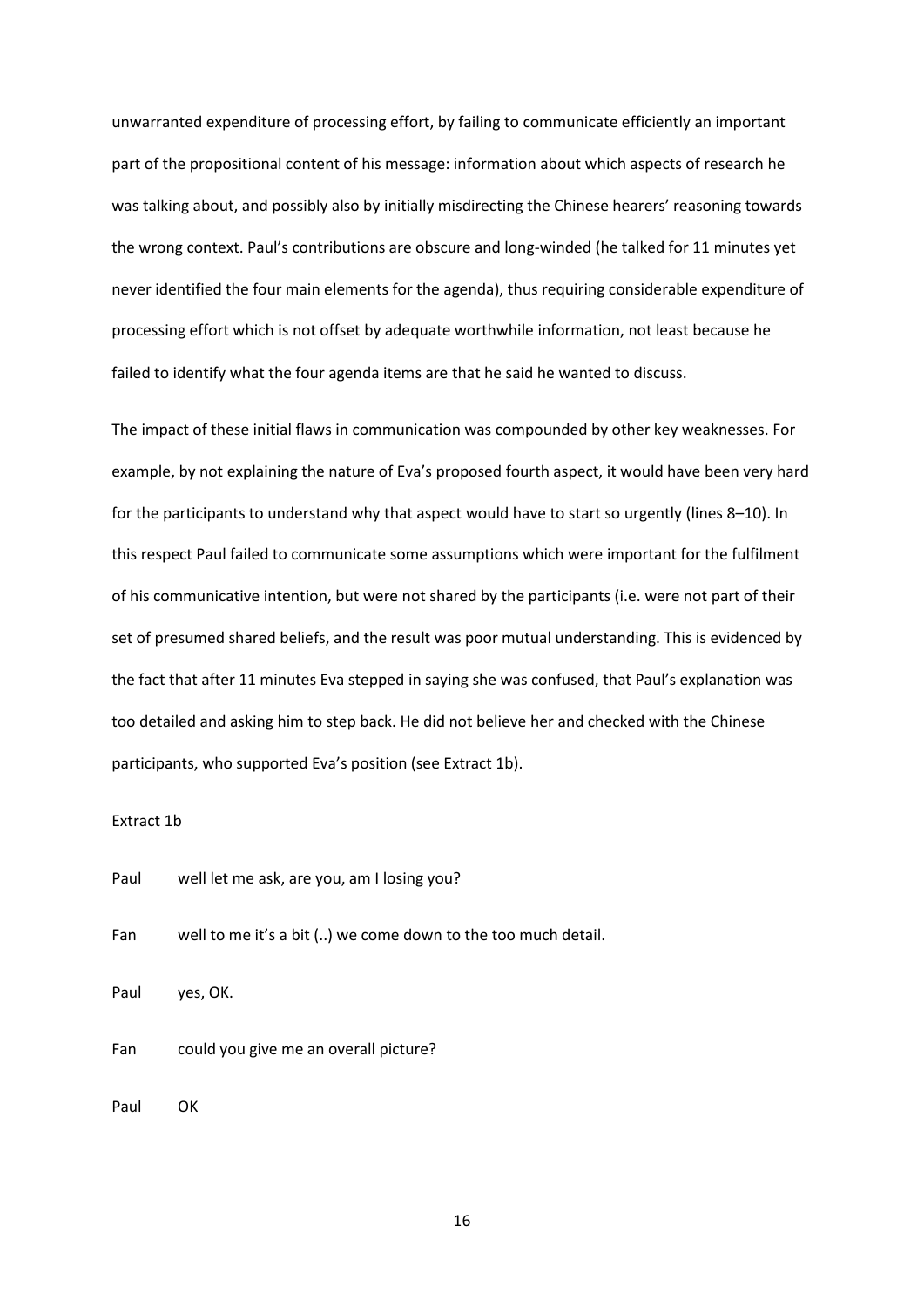unwarranted expenditure of processing effort, by failing to communicate efficiently an important part of the propositional content of his message: information about which aspects of research he was talking about, and possibly also by initially misdirecting the Chinese hearers' reasoning towards the wrong context. Paul's contributions are obscure and long-winded (he talked for 11 minutes yet never identified the four main elements for the agenda), thus requiring considerable expenditure of processing effort which is not offset by adequate worthwhile information, not least because he failed to identify what the four agenda items are that he said he wanted to discuss.

The impact of these initial flaws in communication was compounded by other key weaknesses. For example, by not explaining the nature of Eva's proposed fourth aspect, it would have been very hard for the participants to understand why that aspect would have to start so urgently (lines 8–10). In this respect Paul failed to communicate some assumptions which were important for the fulfilment of his communicative intention, but were not shared by the participants (i.e. were not part of their set of presumed shared beliefs, and the result was poor mutual understanding. This is evidenced by the fact that after 11 minutes Eva stepped in saying she was confused, that Paul's explanation was too detailed and asking him to step back. He did not believe her and checked with the Chinese participants, who supported Eva's position (see Extract 1b).

Extract 1b

Paul well let me ask, are you, am I losing you?

Fan well to me it's a bit (..) we come down to the too much detail.

Paul yes, OK.

Fan could you give me an overall picture?

Paul OK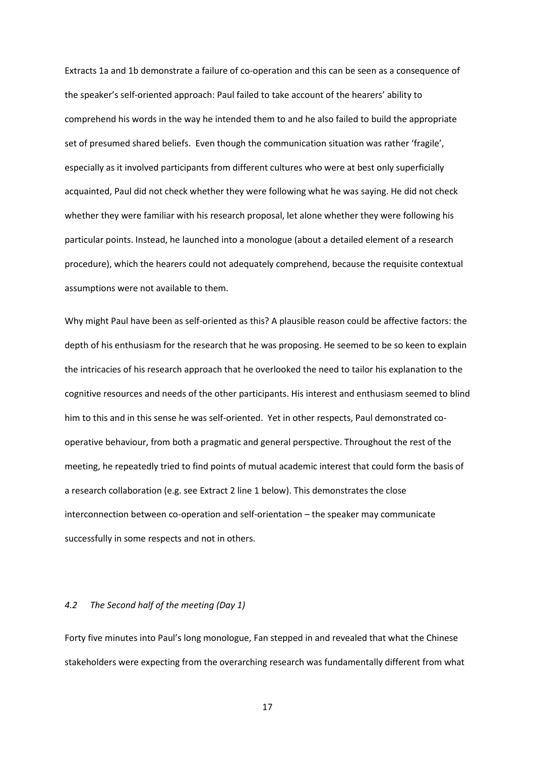Extracts 1a and 1b demonstrate a failure of co-operation and this can be seen as a consequence of the speaker's self-oriented approach: Paul failed to take account of the hearers' ability to comprehend his words in the way he intended them to and he also failed to build the appropriate set of presumed shared beliefs. Even though the communication situation was rather 'fragile', especially as it involved participants from different cultures who were at best only superficially acquainted, Paul did not check whether they were following what he was saying. He did not check whether they were familiar with his research proposal, let alone whether they were following his particular points. Instead, he launched into a monologue (about a detailed element of a research procedure), which the hearers could not adequately comprehend, because the requisite contextual assumptions were not available to them.

Why might Paul have been as self-oriented as this? A plausible reason could be affective factors: the depth of his enthusiasm for the research that he was proposing. He seemed to be so keen to explain the intricacies of his research approach that he overlooked the need to tailor his explanation to the cognitive resources and needs of the other participants. His interest and enthusiasm seemed to blind him to this and in this sense he was self-oriented. Yet in other respects, Paul demonstrated co-operative behaviour, from both a pragmatic and general perspective. Throughout the rest of the meeting, he repeatedly tried to find points of mutual academic interest that could form the basis of a research collaboration (e.g. see Extract 2 line 1 below). This demonstrates the close interconnection between co-operation and self-orientation – the speaker may communicate successfully in some respects and not in others.

### *4.2 The Second half of the meeting (Day 1)*

Forty five minutes into Paul's long monologue, Fan stepped in and revealed that what the Chinese stakeholders were expecting from the overarching research was fundamentally different from what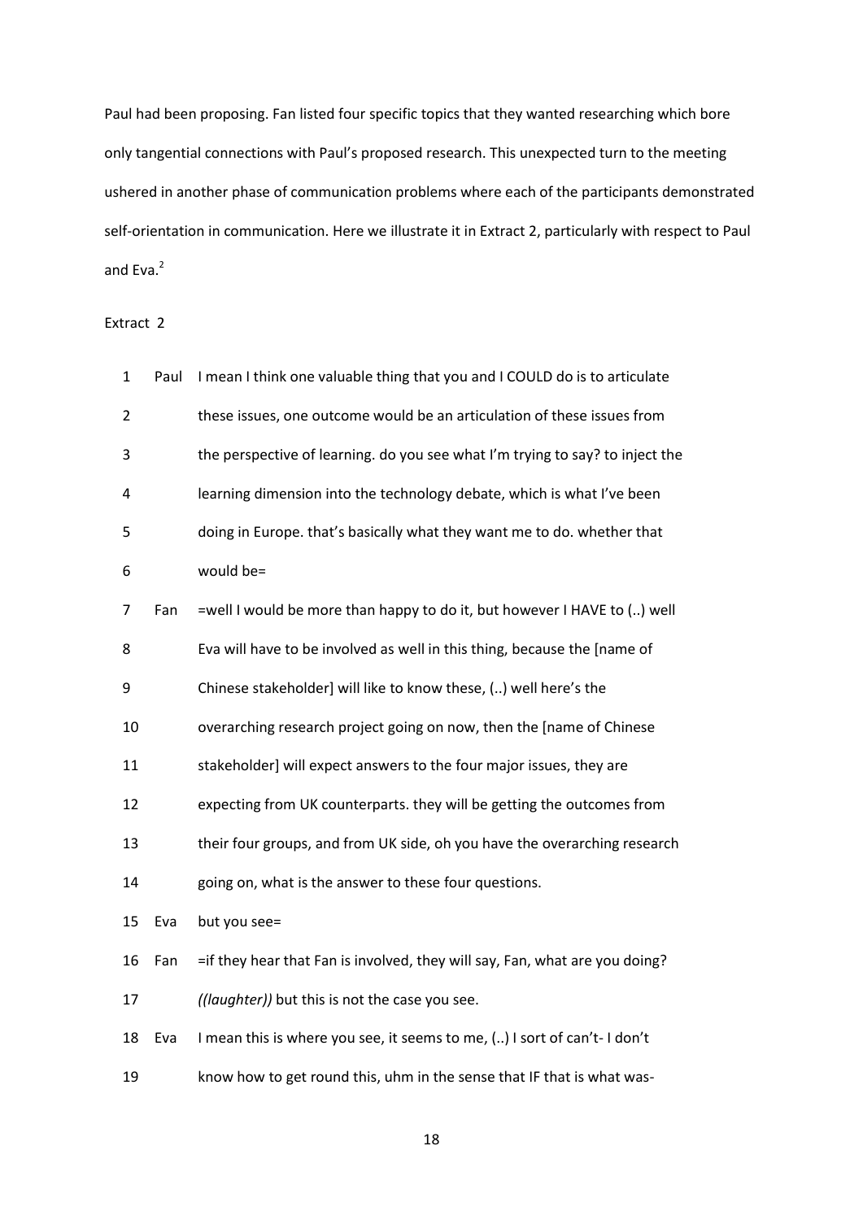Paul had been proposing. Fan listed four specific topics that they wanted researching which bore only tangential connections with Paul's proposed research. This unexpected turn to the meeting ushered in another phase of communication problems where each of the participants demonstrated self-orientation in communication. Here we illustrate it in Extract 2, particularly with respect to Paul and Eva.[2]

Extract 2

| | | |
|---|---|---|
| 1 | Paul | I mean I think one valuable thing that you and I COULD do is to articulate |
| 2 | | these issues, one outcome would be an articulation of these issues from |
| 3 | | the perspective of learning. do you see what I'm trying to say? to inject the |
| 4 | | learning dimension into the technology debate, which is what I've been |
| 5 | | doing in Europe. that's basically what they want me to do. whether that |
| 6 | | would be= |
| 7 | Fan | =well I would be more than happy to do it, but however I HAVE to (..) well |
| 8 | | Eva will have to be involved as well in this thing, because the [name of |
| 9 | | Chinese stakeholder] will like to know these, (..) well here's the |
| 10 | | overarching research project going on now, then the [name of Chinese |
| 11 | | stakeholder] will expect answers to the four major issues, they are |
| 12 | | expecting from UK counterparts. they will be getting the outcomes from |
| 13 | | their four groups, and from UK side, oh you have the overarching research |
| 14 | | going on, what is the answer to these four questions. |
| 15 | Eva | but you see= |
| 16 | Fan | =if they hear that Fan is involved, they will say, Fan, what are you doing? |
| 17 | | *((laughter))* but this is not the case you see. |
| 18 | Eva | I mean this is where you see, it seems to me, (..) I sort of can't- I don't |
| 19 | | know how to get round this, uhm in the sense that IF that is what was- |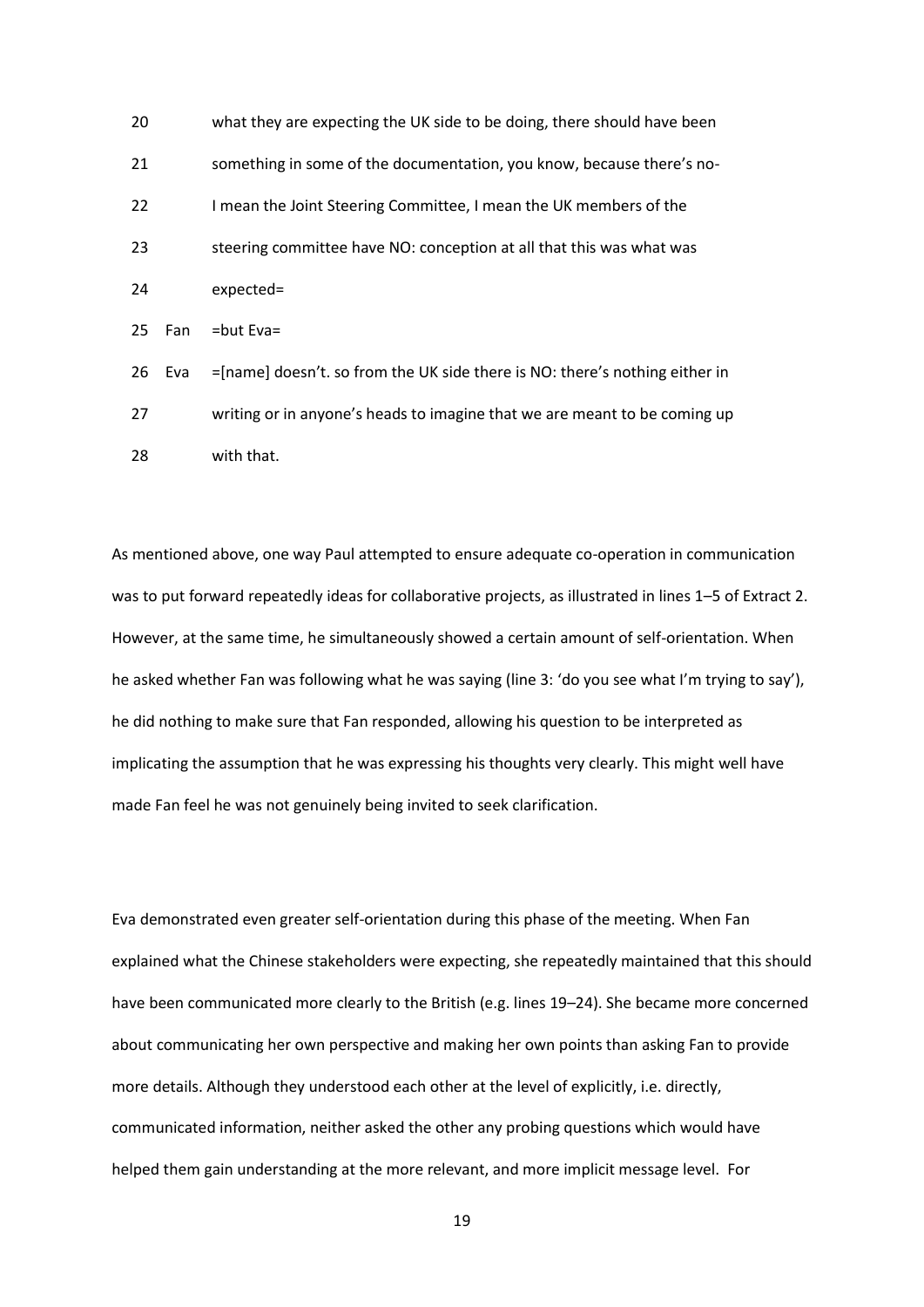| | | |
|---|---|---|
| 20 | | what they are expecting the UK side to be doing, there should have been |
| 21 | | something in some of the documentation, you know, because there's no- |
| 22 | | I mean the Joint Steering Committee, I mean the UK members of the |
| 23 | | steering committee have NO: conception at all that this was what was |
| 24 | | expected= |
| 25 | Fan | =but Eva= |
| 26 | Eva | =[name] doesn't. so from the UK side there is NO: there's nothing either in |
| 27 | | writing or in anyone's heads to imagine that we are meant to be coming up |
| 28 | | with that. |

As mentioned above, one way Paul attempted to ensure adequate co-operation in communication was to put forward repeatedly ideas for collaborative projects, as illustrated in lines 1–5 of Extract 2. However, at the same time, he simultaneously showed a certain amount of self-orientation. When he asked whether Fan was following what he was saying (line 3: 'do you see what I'm trying to say'), he did nothing to make sure that Fan responded, allowing his question to be interpreted as implicating the assumption that he was expressing his thoughts very clearly. This might well have made Fan feel he was not genuinely being invited to seek clarification.

Eva demonstrated even greater self-orientation during this phase of the meeting. When Fan explained what the Chinese stakeholders were expecting, she repeatedly maintained that this should have been communicated more clearly to the British (e.g. lines 19–24). She became more concerned about communicating her own perspective and making her own points than asking Fan to provide more details. Although they understood each other at the level of explicitly, i.e. directly, communicated information, neither asked the other any probing questions which would have helped them gain understanding at the more relevant, and more implicit message level. For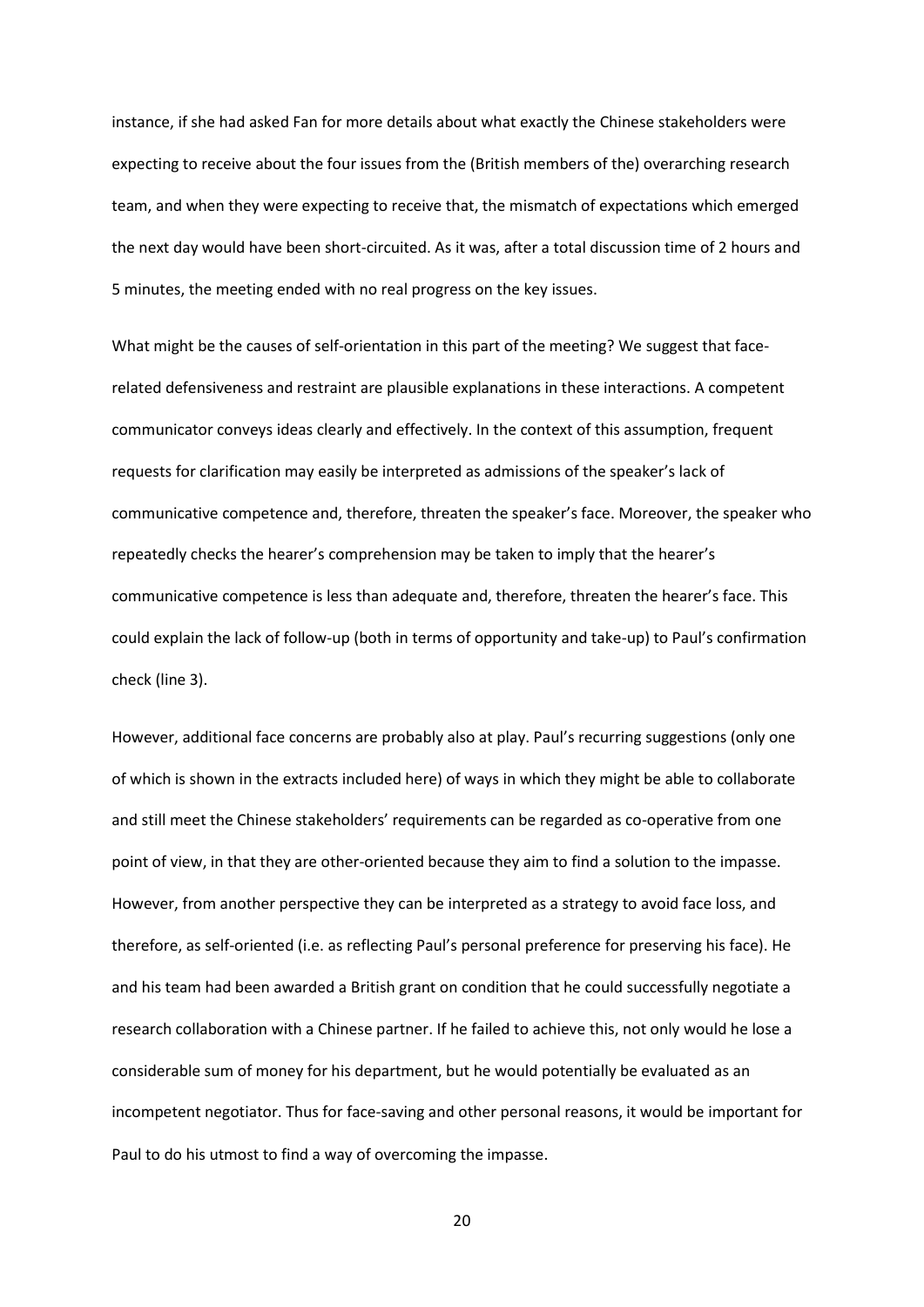instance, if she had asked Fan for more details about what exactly the Chinese stakeholders were expecting to receive about the four issues from the (British members of the) overarching research team, and when they were expecting to receive that, the mismatch of expectations which emerged the next day would have been short-circuited. As it was, after a total discussion time of 2 hours and 5 minutes, the meeting ended with no real progress on the key issues.

What might be the causes of self-orientation in this part of the meeting? We suggest that face-related defensiveness and restraint are plausible explanations in these interactions. A competent communicator conveys ideas clearly and effectively. In the context of this assumption, frequent requests for clarification may easily be interpreted as admissions of the speaker's lack of communicative competence and, therefore, threaten the speaker's face. Moreover, the speaker who repeatedly checks the hearer's comprehension may be taken to imply that the hearer's communicative competence is less than adequate and, therefore, threaten the hearer's face. This could explain the lack of follow-up (both in terms of opportunity and take-up) to Paul's confirmation check (line 3).

However, additional face concerns are probably also at play. Paul's recurring suggestions (only one of which is shown in the extracts included here) of ways in which they might be able to collaborate and still meet the Chinese stakeholders' requirements can be regarded as co-operative from one point of view, in that they are other-oriented because they aim to find a solution to the impasse. However, from another perspective they can be interpreted as a strategy to avoid face loss, and therefore, as self-oriented (i.e. as reflecting Paul's personal preference for preserving his face). He and his team had been awarded a British grant on condition that he could successfully negotiate a research collaboration with a Chinese partner. If he failed to achieve this, not only would he lose a considerable sum of money for his department, but he would potentially be evaluated as an incompetent negotiator. Thus for face-saving and other personal reasons, it would be important for Paul to do his utmost to find a way of overcoming the impasse.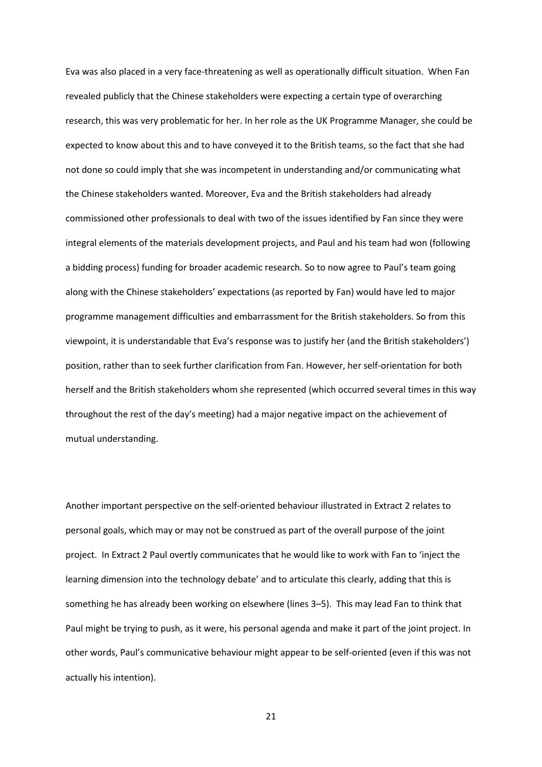Eva was also placed in a very face-threatening as well as operationally difficult situation. When Fan revealed publicly that the Chinese stakeholders were expecting a certain type of overarching research, this was very problematic for her. In her role as the UK Programme Manager, she could be expected to know about this and to have conveyed it to the British teams, so the fact that she had not done so could imply that she was incompetent in understanding and/or communicating what the Chinese stakeholders wanted. Moreover, Eva and the British stakeholders had already commissioned other professionals to deal with two of the issues identified by Fan since they were integral elements of the materials development projects, and Paul and his team had won (following a bidding process) funding for broader academic research. So to now agree to Paul's team going along with the Chinese stakeholders' expectations (as reported by Fan) would have led to major programme management difficulties and embarrassment for the British stakeholders. So from this viewpoint, it is understandable that Eva's response was to justify her (and the British stakeholders') position, rather than to seek further clarification from Fan. However, her self-orientation for both herself and the British stakeholders whom she represented (which occurred several times in this way throughout the rest of the day's meeting) had a major negative impact on the achievement of mutual understanding.

Another important perspective on the self-oriented behaviour illustrated in Extract 2 relates to personal goals, which may or may not be construed as part of the overall purpose of the joint project. In Extract 2 Paul overtly communicates that he would like to work with Fan to 'inject the learning dimension into the technology debate' and to articulate this clearly, adding that this is something he has already been working on elsewhere (lines 3–5). This may lead Fan to think that Paul might be trying to push, as it were, his personal agenda and make it part of the joint project. In other words, Paul's communicative behaviour might appear to be self-oriented (even if this was not actually his intention).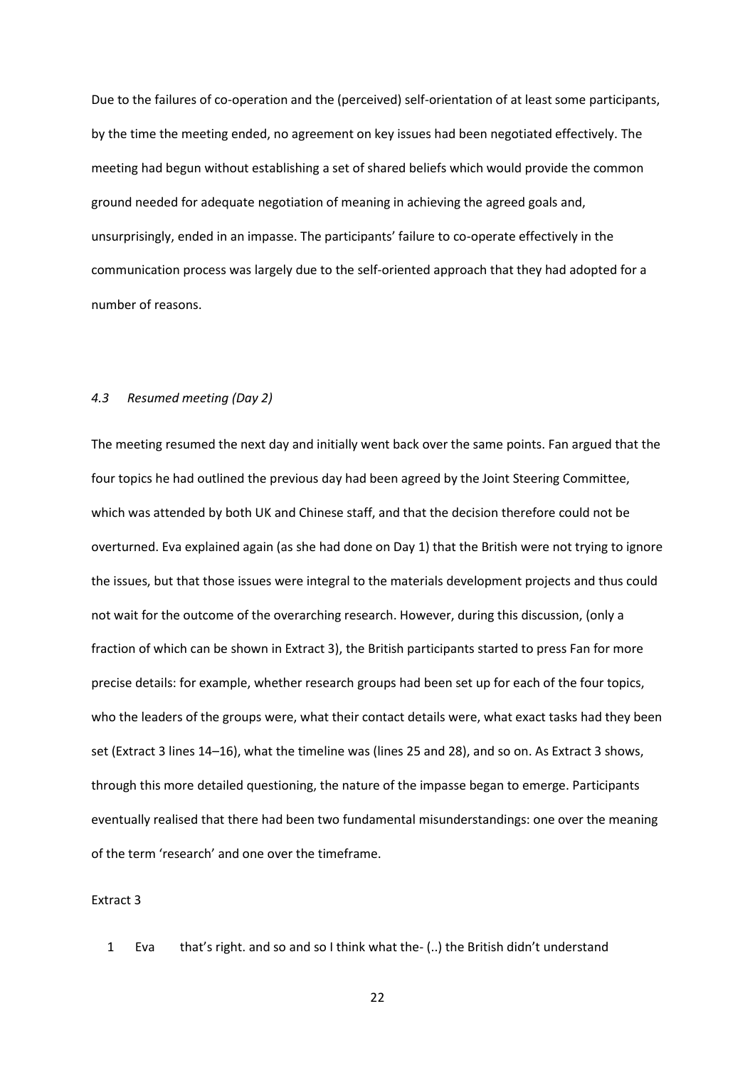Due to the failures of co-operation and the (perceived) self-orientation of at least some participants, by the time the meeting ended, no agreement on key issues had been negotiated effectively. The meeting had begun without establishing a set of shared beliefs which would provide the common ground needed for adequate negotiation of meaning in achieving the agreed goals and, unsurprisingly, ended in an impasse. The participants' failure to co-operate effectively in the communication process was largely due to the self-oriented approach that they had adopted for a number of reasons.

### *4.3 Resumed meeting (Day 2)*

The meeting resumed the next day and initially went back over the same points. Fan argued that the four topics he had outlined the previous day had been agreed by the Joint Steering Committee, which was attended by both UK and Chinese staff, and that the decision therefore could not be overturned. Eva explained again (as she had done on Day 1) that the British were not trying to ignore the issues, but that those issues were integral to the materials development projects and thus could not wait for the outcome of the overarching research. However, during this discussion, (only a fraction of which can be shown in Extract 3), the British participants started to press Fan for more precise details: for example, whether research groups had been set up for each of the four topics, who the leaders of the groups were, what their contact details were, what exact tasks had they been set (Extract 3 lines 14–16), what the timeline was (lines 25 and 28), and so on. As Extract 3 shows, through this more detailed questioning, the nature of the impasse began to emerge. Participants eventually realised that there had been two fundamental misunderstandings: one over the meaning of the term 'research' and one over the timeframe.

Extract 3

1 Eva that's right. and so and so I think what the- (..) the British didn't understand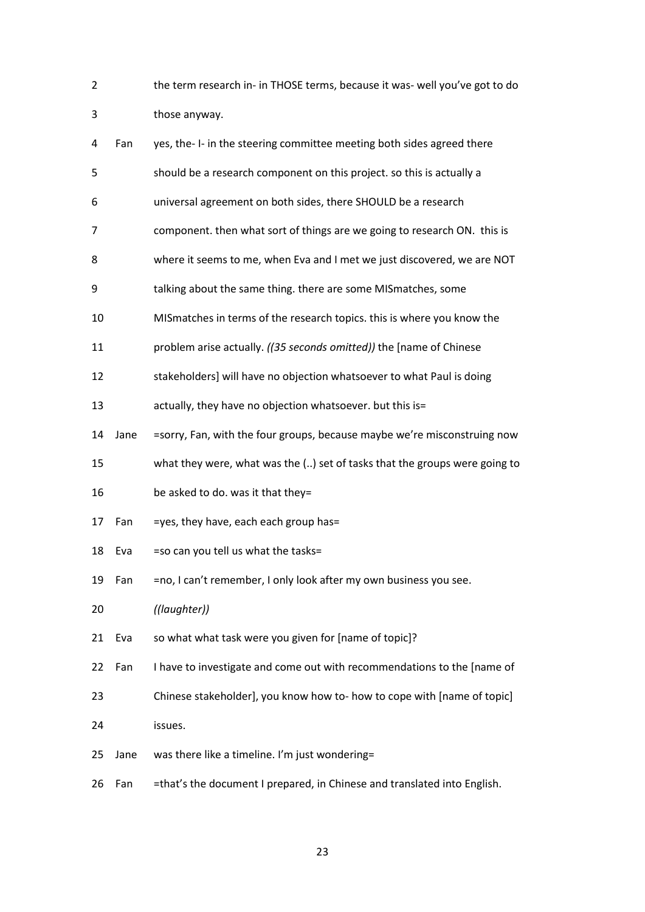| | | |
|---|---|---|
| 2 | | the term research in- in THOSE terms, because it was- well you've got to do |
| 3 | | those anyway. |
| 4 | Fan | yes, the- I- in the steering committee meeting both sides agreed there |
| 5 | | should be a research component on this project. so this is actually a |
| 6 | | universal agreement on both sides, there SHOULD be a research |
| 7 | | component. then what sort of things are we going to research ON. this is |
| 8 | | where it seems to me, when Eva and I met we just discovered, we are NOT |
| 9 | | talking about the same thing. there are some MISmatches, some |
| 10 | | MISmatches in terms of the research topics. this is where you know the |
| 11 | | problem arise actually. *((35 seconds omitted))* the [name of Chinese |
| 12 | | stakeholders] will have no objection whatsoever to what Paul is doing |
| 13 | | actually, they have no objection whatsoever. but this is= |
| 14 | Jane | =sorry, Fan, with the four groups, because maybe we're misconstruing now |
| 15 | | what they were, what was the (..) set of tasks that the groups were going to |
| 16 | | be asked to do. was it that they= |
| 17 | Fan | =yes, they have, each each group has= |
| 18 | Eva | =so can you tell us what the tasks= |
| 19 | Fan | =no, I can't remember, I only look after my own business you see. |
| 20 | | *((laughter))* |
| 21 | Eva | so what what task were you given for [name of topic]? |
| 22 | Fan | I have to investigate and come out with recommendations to the [name of |
| 23 | | Chinese stakeholder], you know how to- how to cope with [name of topic] |
| 24 | | issues. |
| 25 | Jane | was there like a timeline. I'm just wondering= |
| 26 | Fan | =that's the document I prepared, in Chinese and translated into English. |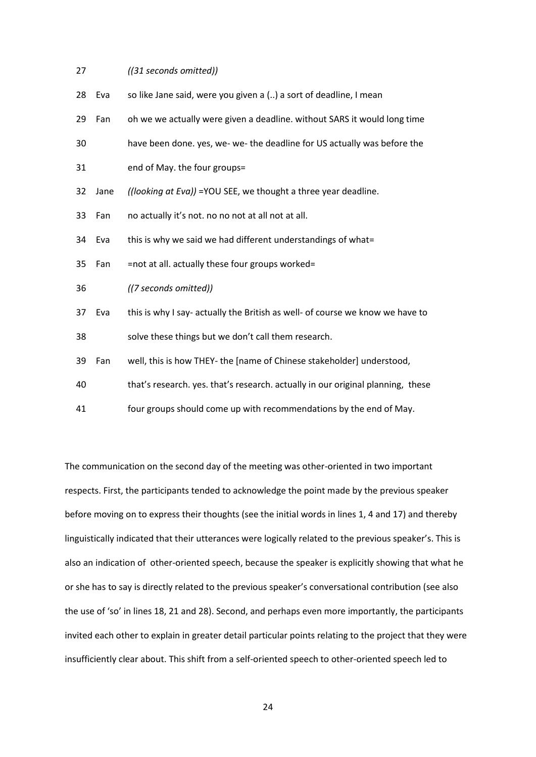| | | |
|---|---|---|
| 27 | | *((31 seconds omitted))* |
| 28 | Eva | so like Jane said, were you given a (..) a sort of deadline, I mean |
| 29 | Fan | oh we we actually were given a deadline. without SARS it would long time |
| 30 | | have been done. yes, we- we- the deadline for US actually was before the |
| 31 | | end of May. the four groups= |
| 32 | Jane | *((looking at Eva))* =YOU SEE, we thought a three year deadline. |
| 33 | Fan | no actually it's not. no no not at all not at all. |
| 34 | Eva | this is why we said we had different understandings of what= |
| 35 | Fan | =not at all. actually these four groups worked= |
| 36 | | *((7 seconds omitted))* |
| 37 | Eva | this is why I say- actually the British as well- of course we know we have to |
| 38 | | solve these things but we don't call them research. |
| 39 | Fan | well, this is how THEY- the [name of Chinese stakeholder] understood, |
| 40 | | that's research. yes. that's research. actually in our original planning, these |
| 41 | | four groups should come up with recommendations by the end of May. |

The communication on the second day of the meeting was other-oriented in two important respects. First, the participants tended to acknowledge the point made by the previous speaker before moving on to express their thoughts (see the initial words in lines 1, 4 and 17) and thereby linguistically indicated that their utterances were logically related to the previous speaker's. This is also an indication of other-oriented speech, because the speaker is explicitly showing that what he or she has to say is directly related to the previous speaker's conversational contribution (see also the use of 'so' in lines 18, 21 and 28). Second, and perhaps even more importantly, the participants invited each other to explain in greater detail particular points relating to the project that they were insufficiently clear about. This shift from a self-oriented speech to other-oriented speech led to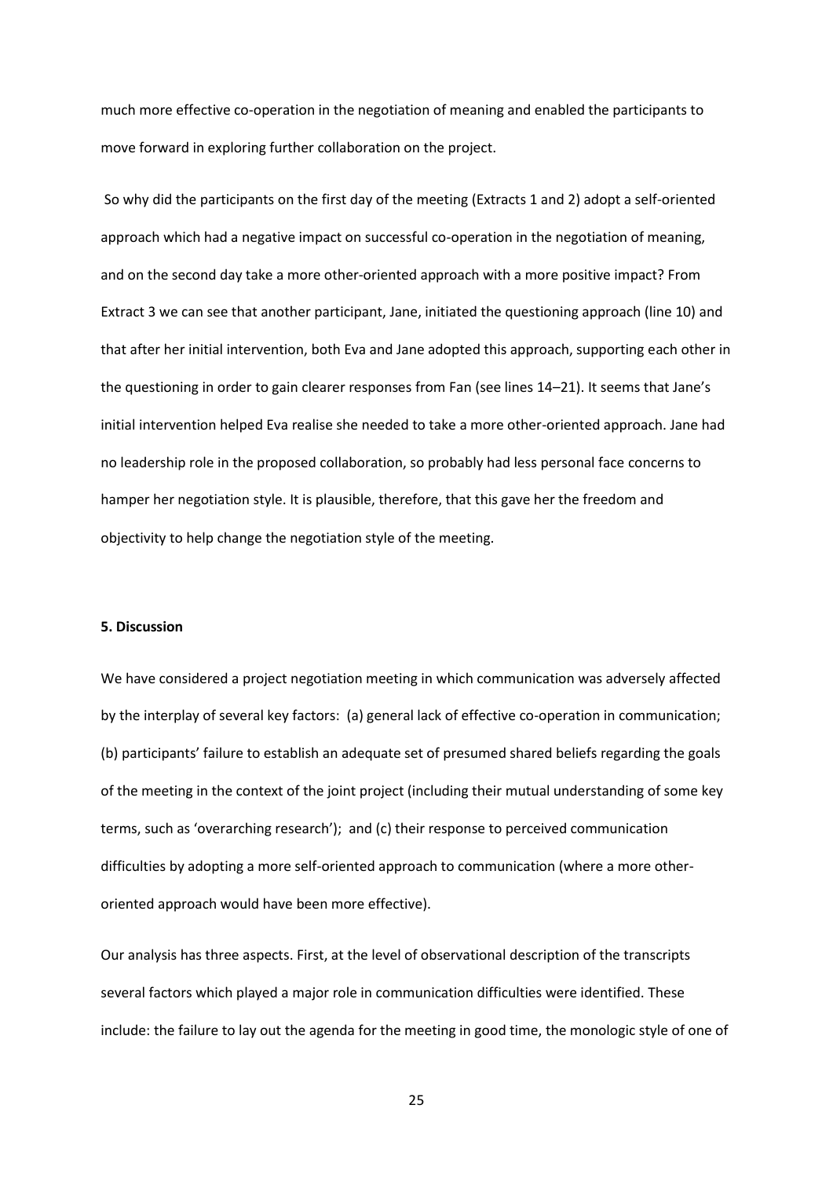much more effective co-operation in the negotiation of meaning and enabled the participants to move forward in exploring further collaboration on the project.

So why did the participants on the first day of the meeting (Extracts 1 and 2) adopt a self-oriented approach which had a negative impact on successful co-operation in the negotiation of meaning, and on the second day take a more other-oriented approach with a more positive impact? From Extract 3 we can see that another participant, Jane, initiated the questioning approach (line 10) and that after her initial intervention, both Eva and Jane adopted this approach, supporting each other in the questioning in order to gain clearer responses from Fan (see lines 14–21). It seems that Jane's initial intervention helped Eva realise she needed to take a more other-oriented approach. Jane had no leadership role in the proposed collaboration, so probably had less personal face concerns to hamper her negotiation style. It is plausible, therefore, that this gave her the freedom and objectivity to help change the negotiation style of the meeting.

## 5. Discussion

We have considered a project negotiation meeting in which communication was adversely affected by the interplay of several key factors: (a) general lack of effective co-operation in communication; (b) participants' failure to establish an adequate set of presumed shared beliefs regarding the goals of the meeting in the context of the joint project (including their mutual understanding of some key terms, such as 'overarching research'); and (c) their response to perceived communication difficulties by adopting a more self-oriented approach to communication (where a more other-oriented approach would have been more effective).

Our analysis has three aspects. First, at the level of observational description of the transcripts several factors which played a major role in communication difficulties were identified. These include: the failure to lay out the agenda for the meeting in good time, the monologic style of one of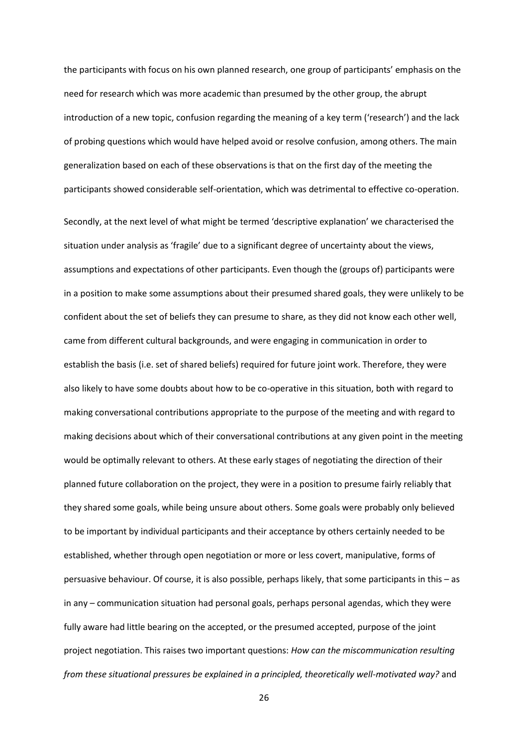the participants with focus on his own planned research, one group of participants' emphasis on the need for research which was more academic than presumed by the other group, the abrupt introduction of a new topic, confusion regarding the meaning of a key term ('research') and the lack of probing questions which would have helped avoid or resolve confusion, among others. The main generalization based on each of these observations is that on the first day of the meeting the participants showed considerable self-orientation, which was detrimental to effective co-operation.

Secondly, at the next level of what might be termed 'descriptive explanation' we characterised the situation under analysis as 'fragile' due to a significant degree of uncertainty about the views, assumptions and expectations of other participants. Even though the (groups of) participants were in a position to make some assumptions about their presumed shared goals, they were unlikely to be confident about the set of beliefs they can presume to share, as they did not know each other well, came from different cultural backgrounds, and were engaging in communication in order to establish the basis (i.e. set of shared beliefs) required for future joint work. Therefore, they were also likely to have some doubts about how to be co-operative in this situation, both with regard to making conversational contributions appropriate to the purpose of the meeting and with regard to making decisions about which of their conversational contributions at any given point in the meeting would be optimally relevant to others. At these early stages of negotiating the direction of their planned future collaboration on the project, they were in a position to presume fairly reliably that they shared some goals, while being unsure about others. Some goals were probably only believed to be important by individual participants and their acceptance by others certainly needed to be established, whether through open negotiation or more or less covert, manipulative, forms of persuasive behaviour. Of course, it is also possible, perhaps likely, that some participants in this – as in any – communication situation had personal goals, perhaps personal agendas, which they were fully aware had little bearing on the accepted, or the presumed accepted, purpose of the joint project negotiation. This raises two important questions: *How can the miscommunication resulting from these situational pressures be explained in a principled, theoretically well-motivated way?* and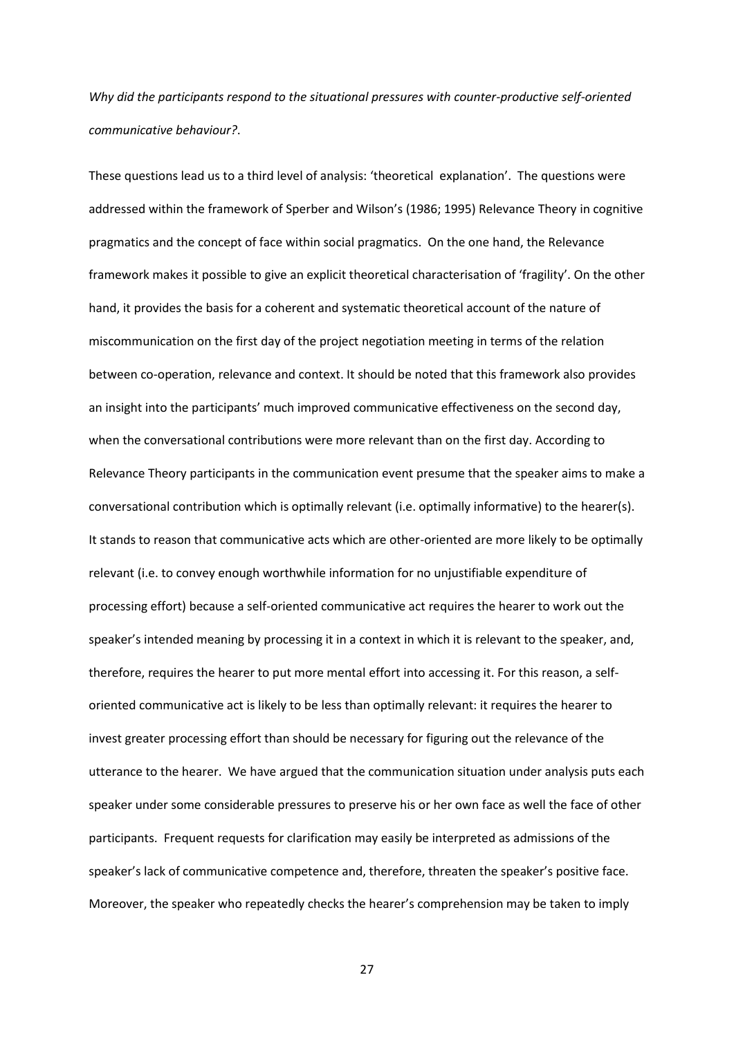*Why did the participants respond to the situational pressures with counter-productive self-oriented communicative behaviour?*.

These questions lead us to a third level of analysis: 'theoretical explanation'. The questions were addressed within the framework of Sperber and Wilson's (1986; 1995) Relevance Theory in cognitive pragmatics and the concept of face within social pragmatics. On the one hand, the Relevance framework makes it possible to give an explicit theoretical characterisation of 'fragility'. On the other hand, it provides the basis for a coherent and systematic theoretical account of the nature of miscommunication on the first day of the project negotiation meeting in terms of the relation between co-operation, relevance and context. It should be noted that this framework also provides an insight into the participants' much improved communicative effectiveness on the second day, when the conversational contributions were more relevant than on the first day. According to Relevance Theory participants in the communication event presume that the speaker aims to make a conversational contribution which is optimally relevant (i.e. optimally informative) to the hearer(s). It stands to reason that communicative acts which are other-oriented are more likely to be optimally relevant (i.e. to convey enough worthwhile information for no unjustifiable expenditure of processing effort) because a self-oriented communicative act requires the hearer to work out the speaker's intended meaning by processing it in a context in which it is relevant to the speaker, and, therefore, requires the hearer to put more mental effort into accessing it. For this reason, a self-oriented communicative act is likely to be less than optimally relevant: it requires the hearer to invest greater processing effort than should be necessary for figuring out the relevance of the utterance to the hearer. We have argued that the communication situation under analysis puts each speaker under some considerable pressures to preserve his or her own face as well the face of other participants. Frequent requests for clarification may easily be interpreted as admissions of the speaker's lack of communicative competence and, therefore, threaten the speaker's positive face. Moreover, the speaker who repeatedly checks the hearer's comprehension may be taken to imply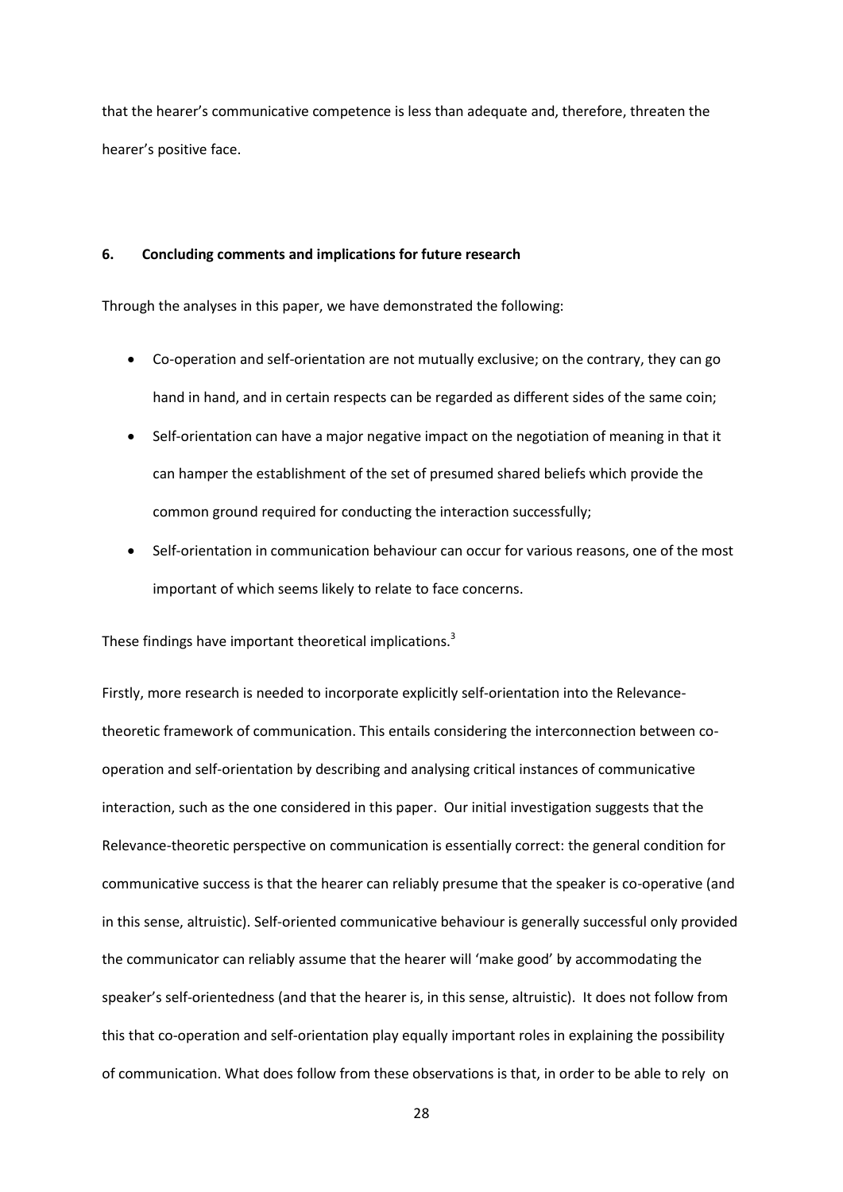that the hearer's communicative competence is less than adequate and, therefore, threaten the hearer's positive face.

## 6. Concluding comments and implications for future research

Through the analyses in this paper, we have demonstrated the following:

- Co-operation and self-orientation are not mutually exclusive; on the contrary, they can go hand in hand, and in certain respects can be regarded as different sides of the same coin;
- Self-orientation can have a major negative impact on the negotiation of meaning in that it can hamper the establishment of the set of presumed shared beliefs which provide the common ground required for conducting the interaction successfully;
- Self-orientation in communication behaviour can occur for various reasons, one of the most important of which seems likely to relate to face concerns.

These findings have important theoretical implications.[3]

Firstly, more research is needed to incorporate explicitly self-orientation into the Relevance-theoretic framework of communication. This entails considering the interconnection between co-operation and self-orientation by describing and analysing critical instances of communicative interaction, such as the one considered in this paper. Our initial investigation suggests that the Relevance-theoretic perspective on communication is essentially correct: the general condition for communicative success is that the hearer can reliably presume that the speaker is co-operative (and in this sense, altruistic). Self-oriented communicative behaviour is generally successful only provided the communicator can reliably assume that the hearer will 'make good' by accommodating the speaker's self-orientedness (and that the hearer is, in this sense, altruistic). It does not follow from this that co-operation and self-orientation play equally important roles in explaining the possibility of communication. What does follow from these observations is that, in order to be able to rely on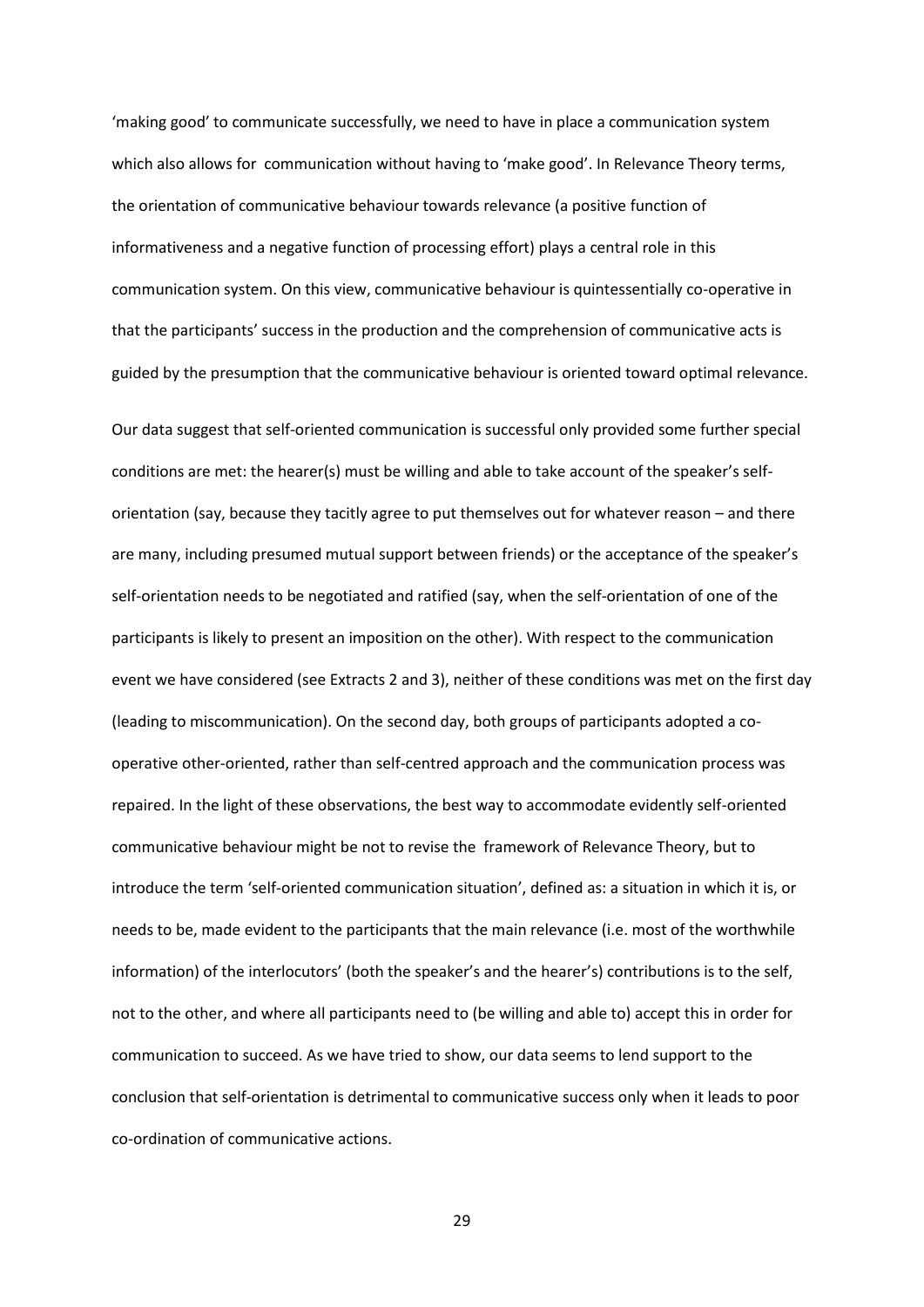'making good' to communicate successfully, we need to have in place a communication system which also allows for communication without having to 'make good'. In Relevance Theory terms, the orientation of communicative behaviour towards relevance (a positive function of informativeness and a negative function of processing effort) plays a central role in this communication system. On this view, communicative behaviour is quintessentially co-operative in that the participants' success in the production and the comprehension of communicative acts is guided by the presumption that the communicative behaviour is oriented toward optimal relevance.

Our data suggest that self-oriented communication is successful only provided some further special conditions are met: the hearer(s) must be willing and able to take account of the speaker's self-orientation (say, because they tacitly agree to put themselves out for whatever reason – and there are many, including presumed mutual support between friends) or the acceptance of the speaker's self-orientation needs to be negotiated and ratified (say, when the self-orientation of one of the participants is likely to present an imposition on the other). With respect to the communication event we have considered (see Extracts 2 and 3), neither of these conditions was met on the first day (leading to miscommunication). On the second day, both groups of participants adopted a co-operative other-oriented, rather than self-centred approach and the communication process was repaired. In the light of these observations, the best way to accommodate evidently self-oriented communicative behaviour might be not to revise the framework of Relevance Theory, but to introduce the term 'self-oriented communication situation', defined as: a situation in which it is, or needs to be, made evident to the participants that the main relevance (i.e. most of the worthwhile information) of the interlocutors' (both the speaker's and the hearer's) contributions is to the self, not to the other, and where all participants need to (be willing and able to) accept this in order for communication to succeed. As we have tried to show, our data seems to lend support to the conclusion that self-orientation is detrimental to communicative success only when it leads to poor co-ordination of communicative actions.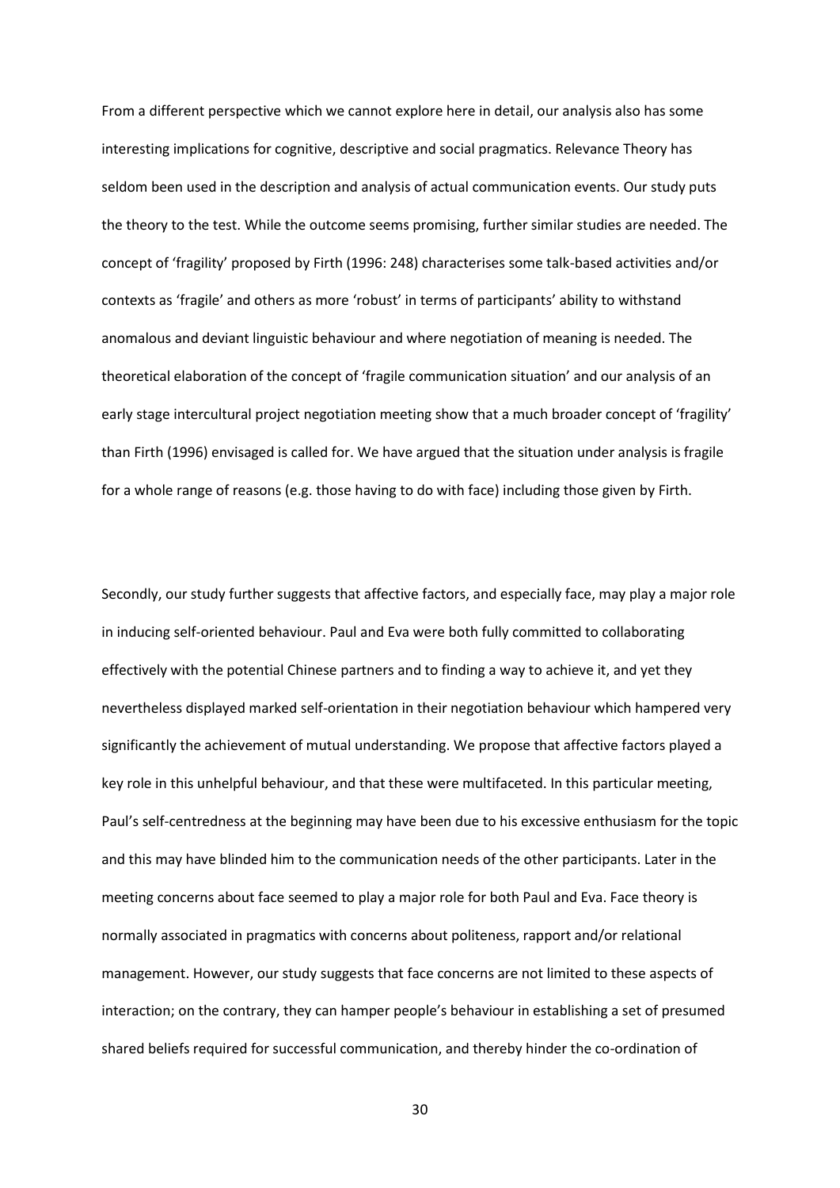From a different perspective which we cannot explore here in detail, our analysis also has some interesting implications for cognitive, descriptive and social pragmatics. Relevance Theory has seldom been used in the description and analysis of actual communication events. Our study puts the theory to the test. While the outcome seems promising, further similar studies are needed. The concept of 'fragility' proposed by Firth (1996: 248) characterises some talk-based activities and/or contexts as 'fragile' and others as more 'robust' in terms of participants' ability to withstand anomalous and deviant linguistic behaviour and where negotiation of meaning is needed. The theoretical elaboration of the concept of 'fragile communication situation' and our analysis of an early stage intercultural project negotiation meeting show that a much broader concept of 'fragility' than Firth (1996) envisaged is called for. We have argued that the situation under analysis is fragile for a whole range of reasons (e.g. those having to do with face) including those given by Firth.

Secondly, our study further suggests that affective factors, and especially face, may play a major role in inducing self-oriented behaviour. Paul and Eva were both fully committed to collaborating effectively with the potential Chinese partners and to finding a way to achieve it, and yet they nevertheless displayed marked self-orientation in their negotiation behaviour which hampered very significantly the achievement of mutual understanding. We propose that affective factors played a key role in this unhelpful behaviour, and that these were multifaceted. In this particular meeting, Paul's self-centredness at the beginning may have been due to his excessive enthusiasm for the topic and this may have blinded him to the communication needs of the other participants. Later in the meeting concerns about face seemed to play a major role for both Paul and Eva. Face theory is normally associated in pragmatics with concerns about politeness, rapport and/or relational management. However, our study suggests that face concerns are not limited to these aspects of interaction; on the contrary, they can hamper people's behaviour in establishing a set of presumed shared beliefs required for successful communication, and thereby hinder the co-ordination of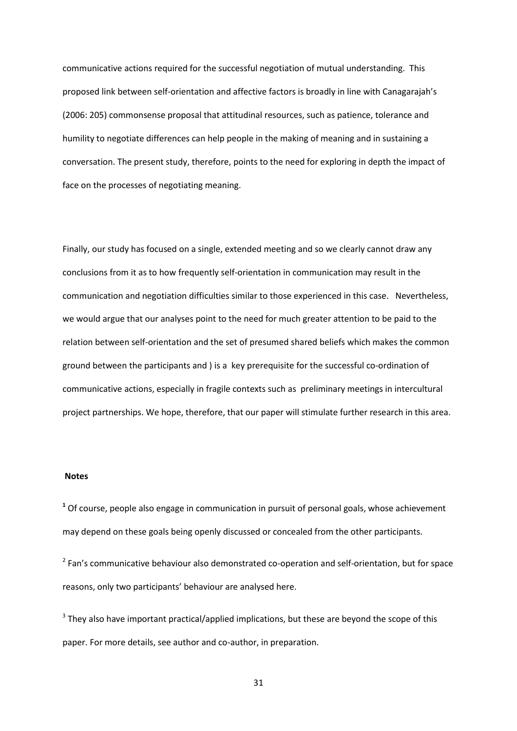communicative actions required for the successful negotiation of mutual understanding. This proposed link between self-orientation and affective factors is broadly in line with Canagarajah's (2006: 205) commonsense proposal that attitudinal resources, such as patience, tolerance and humility to negotiate differences can help people in the making of meaning and in sustaining a conversation. The present study, therefore, points to the need for exploring in depth the impact of face on the processes of negotiating meaning.

Finally, our study has focused on a single, extended meeting and so we clearly cannot draw any conclusions from it as to how frequently self-orientation in communication may result in the communication and negotiation difficulties similar to those experienced in this case. Nevertheless, we would argue that our analyses point to the need for much greater attention to be paid to the relation between self-orientation and the set of presumed shared beliefs which makes the common ground between the participants and ) is a key prerequisite for the successful co-ordination of communicative actions, especially in fragile contexts such as preliminary meetings in intercultural project partnerships. We hope, therefore, that our paper will stimulate further research in this area.

**Notes**

[1] Of course, people also engage in communication in pursuit of personal goals, whose achievement may depend on these goals being openly discussed or concealed from the other participants.

[2] Fan's communicative behaviour also demonstrated co-operation and self-orientation, but for space reasons, only two participants' behaviour are analysed here.

[3] They also have important practical/applied implications, but these are beyond the scope of this paper. For more details, see author and co-author, in preparation.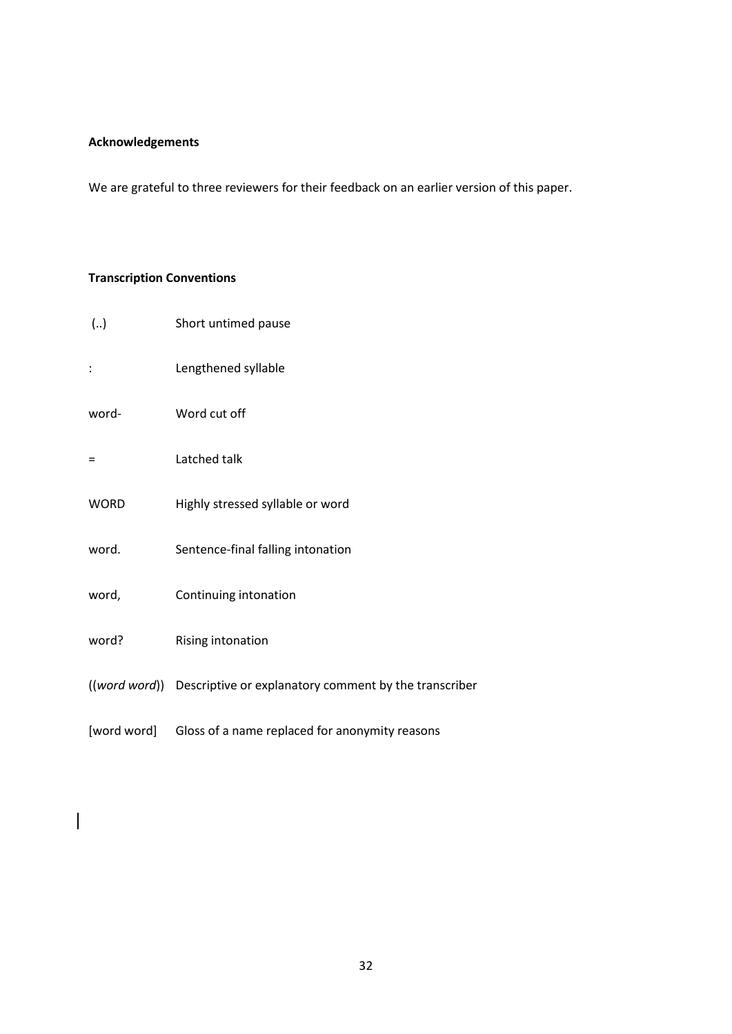**Acknowledgements**

We are grateful to three reviewers for their feedback on an earlier version of this paper.

**Transcription Conventions**

| | |
|---|---|
| (..) | Short untimed pause |
| : | Lengthened syllable |
| word- | Word cut off |
| = | Latched talk |
| WORD | Highly stressed syllable or word |
| word. | Sentence-final falling intonation |
| word, | Continuing intonation |
| word? | Rising intonation |
| ((*word word*)) | Descriptive or explanatory comment by the transcriber |
| [word word] | Gloss of a name replaced for anonymity reasons |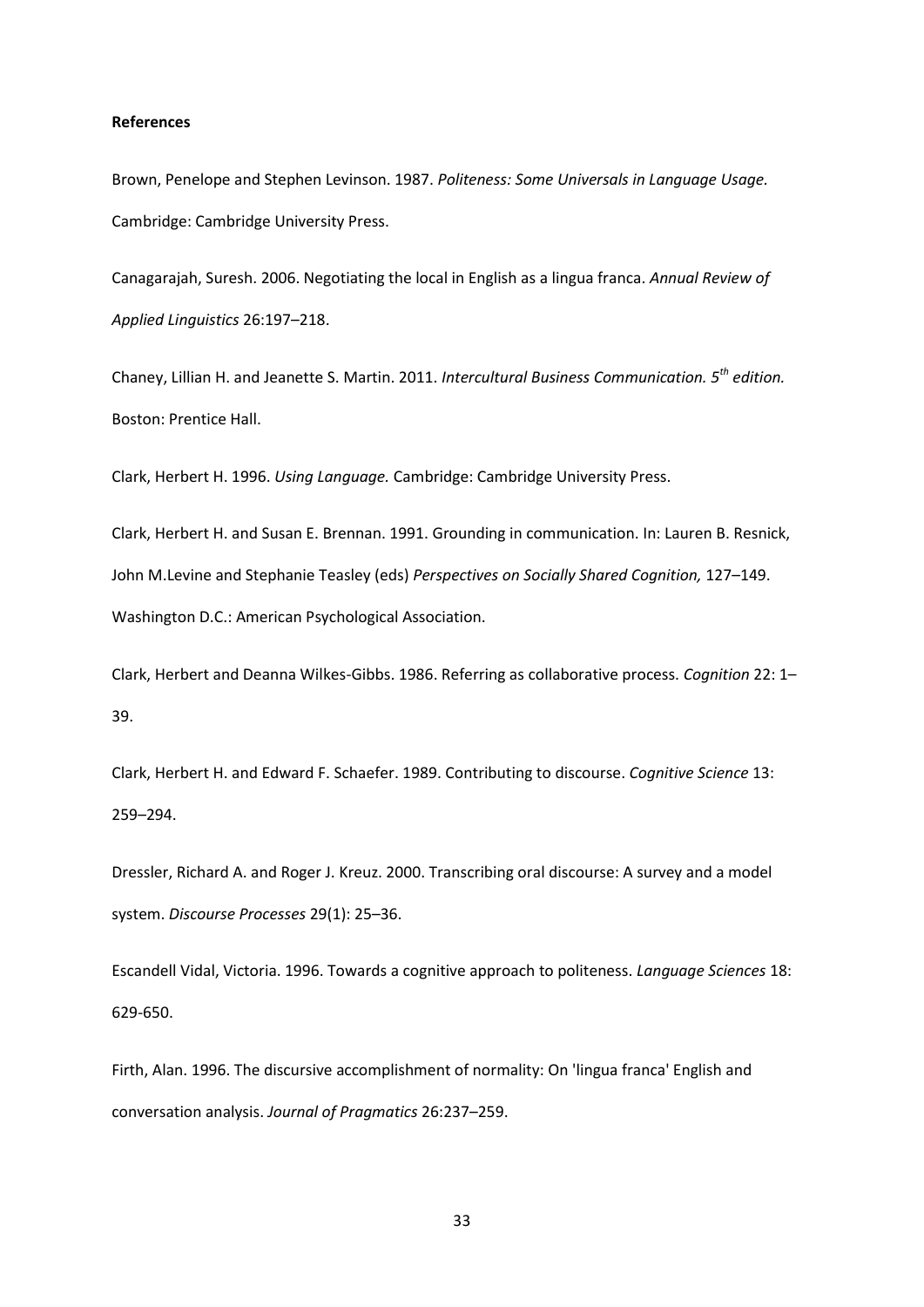**References**

Brown, Penelope and Stephen Levinson. 1987. *Politeness: Some Universals in Language Usage.* Cambridge: Cambridge University Press.

Canagarajah, Suresh. 2006. Negotiating the local in English as a lingua franca. *Annual Review of Applied Linguistics* 26:197–218.

Chaney, Lillian H. and Jeanette S. Martin. 2011. *Intercultural Business Communication. 5th edition.* Boston: Prentice Hall.

Clark, Herbert H. 1996. *Using Language.* Cambridge: Cambridge University Press.

Clark, Herbert H. and Susan E. Brennan. 1991. Grounding in communication. In: Lauren B. Resnick, John M.Levine and Stephanie Teasley (eds) *Perspectives on Socially Shared Cognition,* 127–149. Washington D.C.: American Psychological Association.

Clark, Herbert and Deanna Wilkes-Gibbs. 1986. Referring as collaborative process. *Cognition* 22: 1–39.

Clark, Herbert H. and Edward F. Schaefer. 1989. Contributing to discourse. *Cognitive Science* 13: 259–294.

Dressler, Richard A. and Roger J. Kreuz. 2000. Transcribing oral discourse: A survey and a model system. *Discourse Processes* 29(1): 25–36.

Escandell Vidal, Victoria. 1996. Towards a cognitive approach to politeness. *Language Sciences* 18: 629-650.

Firth, Alan. 1996. The discursive accomplishment of normality: On 'lingua franca' English and conversation analysis. *Journal of Pragmatics* 26:237–259.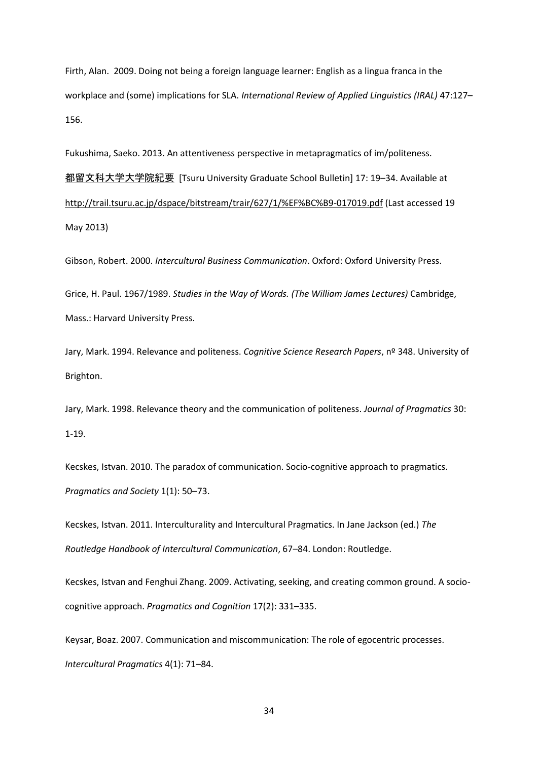Firth, Alan. 2009. Doing not being a foreign language learner: English as a lingua franca in the workplace and (some) implications for SLA. *International Review of Applied Linguistics (IRAL)* 47:127–156.

Fukushima, Saeko. 2013. An attentiveness perspective in metapragmatics of im/politeness. 都留文科大学大学院紀要 [Tsuru University Graduate School Bulletin] 17: 19–34. Available at http://trail.tsuru.ac.jp/dspace/bitstream/trair/627/1/%EF%BC%B9-017019.pdf (Last accessed 19 May 2013)

Gibson, Robert. 2000. *Intercultural Business Communication*. Oxford: Oxford University Press.

Grice, H. Paul. 1967/1989. *Studies in the Way of Words. (The William James Lectures)* Cambridge, Mass.: Harvard University Press.

Jary, Mark. 1994. Relevance and politeness. *Cognitive Science Research Papers*, nº 348. University of Brighton.

Jary, Mark. 1998. Relevance theory and the communication of politeness. *Journal of Pragmatics* 30: 1-19.

Kecskes, Istvan. 2010. The paradox of communication. Socio-cognitive approach to pragmatics. *Pragmatics and Society* 1(1): 50–73.

Kecskes, Istvan. 2011. Interculturality and Intercultural Pragmatics. In Jane Jackson (ed.) *The Routledge Handbook of Intercultural Communication*, 67–84. London: Routledge.

Kecskes, Istvan and Fenghui Zhang. 2009. Activating, seeking, and creating common ground. A socio-cognitive approach. *Pragmatics and Cognition* 17(2): 331–335.

Keysar, Boaz. 2007. Communication and miscommunication: The role of egocentric processes. *Intercultural Pragmatics* 4(1): 71–84.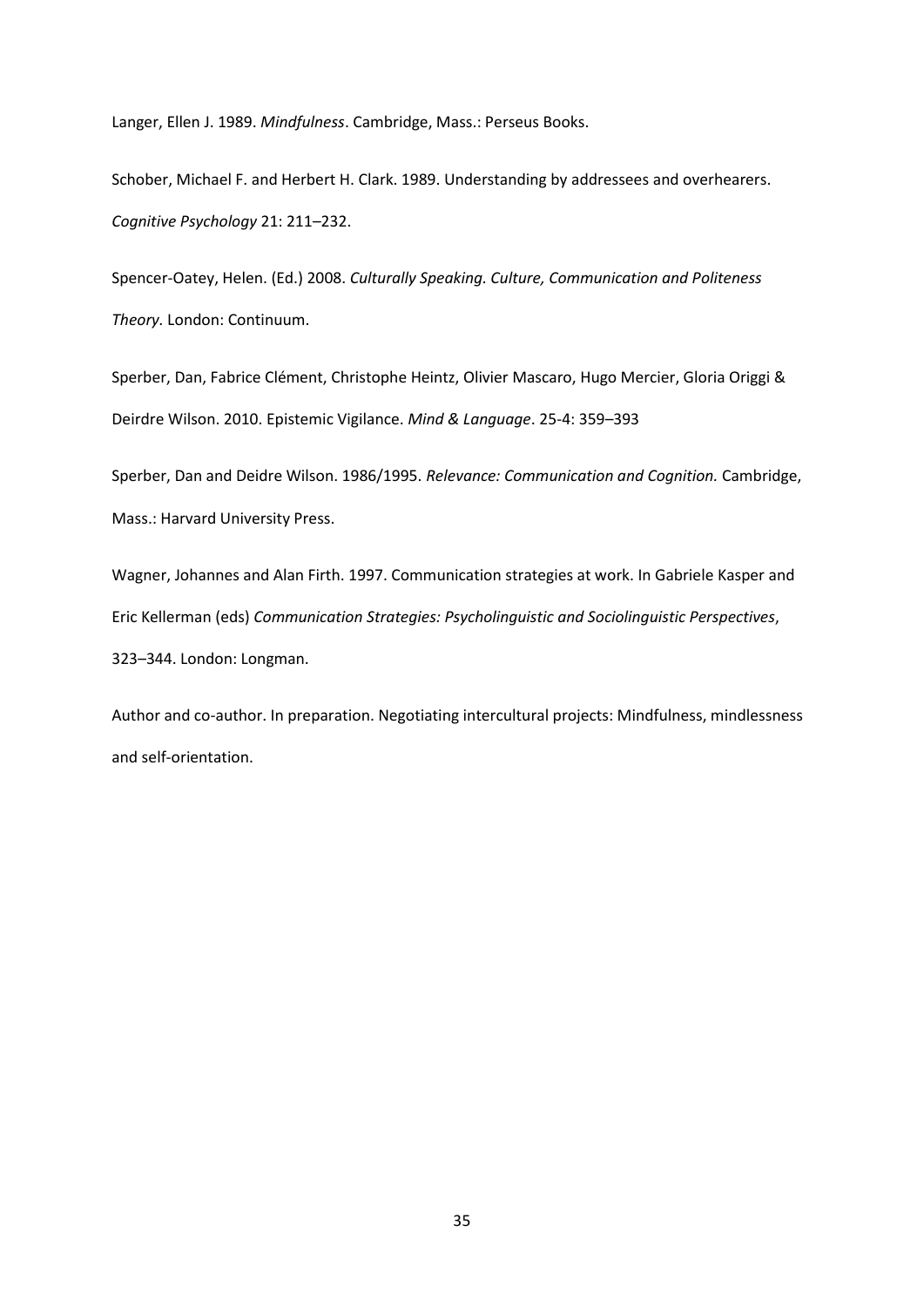Langer, Ellen J. 1989. *Mindfulness*. Cambridge, Mass.: Perseus Books.

Schober, Michael F. and Herbert H. Clark. 1989. Understanding by addressees and overhearers. *Cognitive Psychology* 21: 211–232.

Spencer-Oatey, Helen. (Ed.) 2008. *Culturally Speaking. Culture, Communication and Politeness Theory.* London: Continuum.

Sperber, Dan, Fabrice Clément, Christophe Heintz, Olivier Mascaro, Hugo Mercier, Gloria Origgi & Deirdre Wilson. 2010. Epistemic Vigilance. *Mind & Language*. 25-4: 359–393

Sperber, Dan and Deidre Wilson. 1986/1995. *Relevance: Communication and Cognition.* Cambridge, Mass.: Harvard University Press.

Wagner, Johannes and Alan Firth. 1997. Communication strategies at work. In Gabriele Kasper and Eric Kellerman (eds) *Communication Strategies: Psycholinguistic and Sociolinguistic Perspectives*, 323–344. London: Longman.

Author and co-author. In preparation. Negotiating intercultural projects: Mindfulness, mindlessness and self-orientation.